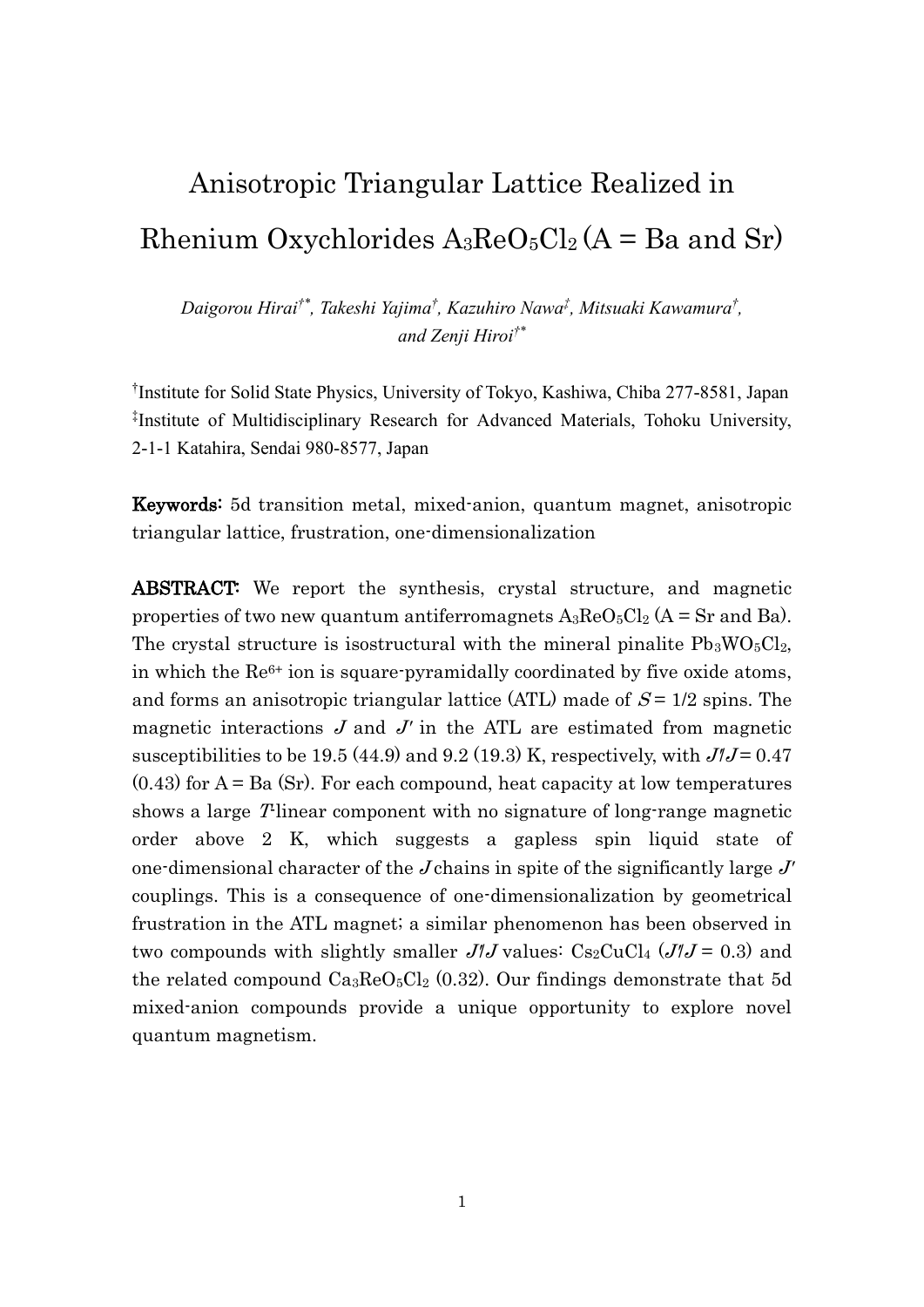# Anisotropic Triangular Lattice Realized in Rhenium Oxychlorides $A_3ReO_5Cl_2$ (A = Ba and Sr)

*Daigorou Hirai[†*], Takeshi Yajima[†], Kazuhiro Nawa[‡], Mitsuaki Kawamura[†], and Zenji Hiroi[†*]*

[†]Institute for Solid State Physics, University of Tokyo, Kashiwa, Chiba 277-8581, Japan

[‡]Institute of Multidisciplinary Research for Advanced Materials, Tohoku University, 2-1-1 Katahira, Sendai 980-8577, Japan

**Keywords:** 5d transition metal, mixed-anion, quantum magnet, anisotropic triangular lattice, frustration, one-dimensionalization

**ABSTRACT:** We report the synthesis, crystal structure, and magnetic properties of two new quantum antiferromagnets $A_3ReO_5Cl_2$ (A = Sr and Ba). The crystal structure is isostructural with the mineral pinalite $Pb_3WO_5Cl_2$, in which the $Re^{6+}$ ion is square-pyramidally coordinated by five oxide atoms, and forms an anisotropic triangular lattice (ATL) made of $S = 1/2$ spins. The magnetic interactions $J$ and $J'$ in the ATL are estimated from magnetic susceptibilities to be 19.5 (44.9) and 9.2 (19.3) K, respectively, with $J'/J = 0.47$ (0.43) for A = Ba (Sr). For each compound, heat capacity at low temperatures shows a large $T$-linear component with no signature of long-range magnetic order above 2 K, which suggests a gapless spin liquid state of one-dimensional character of the $J$ chains in spite of the significantly large $J'$ couplings. This is a consequence of one-dimensionalization by geometrical frustration in the ATL magnet; a similar phenomenon has been observed in two compounds with slightly smaller $J'/J$ values: $Cs_2CuCl_4$ ($J'/J = 0.3$) and the related compound $Ca_3ReO_5Cl_2$ (0.32). Our findings demonstrate that 5d mixed-anion compounds provide a unique opportunity to explore novel quantum magnetism.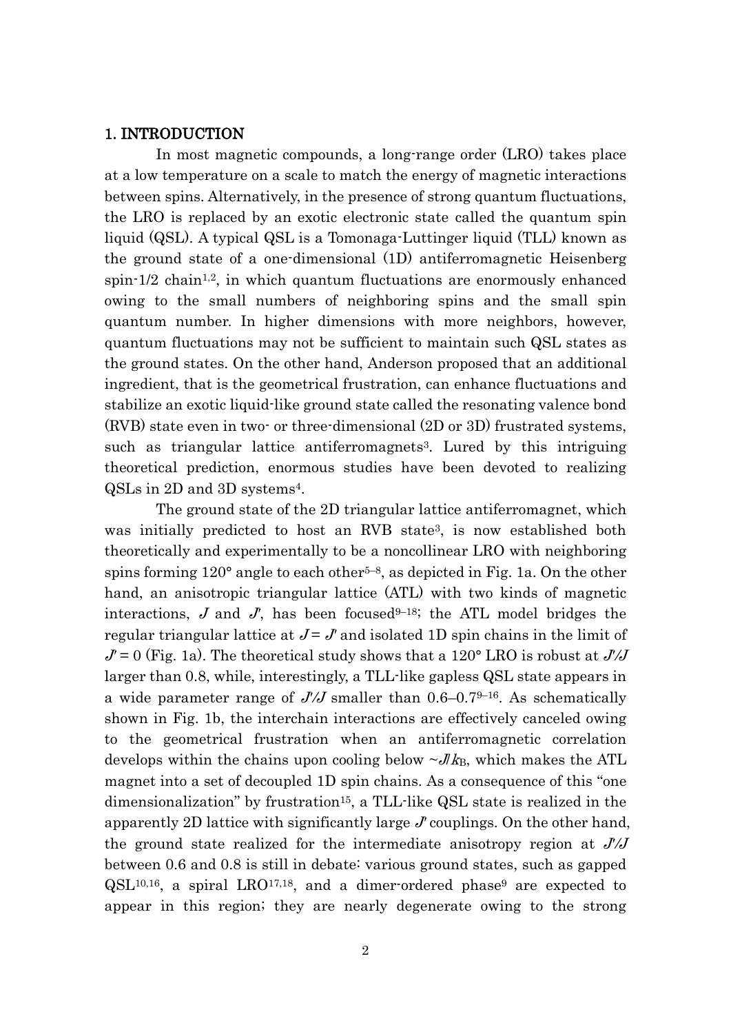## 1. INTRODUCTION

In most magnetic compounds, a long-range order (LRO) takes place at a low temperature on a scale to match the energy of magnetic interactions between spins. Alternatively, in the presence of strong quantum fluctuations, the LRO is replaced by an exotic electronic state called the quantum spin liquid (QSL). A typical QSL is a Tomonaga-Luttinger liquid (TLL) known as the ground state of a one-dimensional (1D) antiferromagnetic Heisenberg spin-1/2 chain[1,2], in which quantum fluctuations are enormously enhanced owing to the small numbers of neighboring spins and the small spin quantum number. In higher dimensions with more neighbors, however, quantum fluctuations may not be sufficient to maintain such QSL states as the ground states. On the other hand, Anderson proposed that an additional ingredient, that is the geometrical frustration, can enhance fluctuations and stabilize an exotic liquid-like ground state called the resonating valence bond (RVB) state even in two- or three-dimensional (2D or 3D) frustrated systems, such as triangular lattice antiferromagnets[3]. Lured by this intriguing theoretical prediction, enormous studies have been devoted to realizing QSLs in 2D and 3D systems[4].

The ground state of the 2D triangular lattice antiferromagnet, which was initially predicted to host an RVB state[3], is now established both theoretically and experimentally to be a noncollinear LRO with neighboring spins forming 120° angle to each other[5–8], as depicted in Fig. 1a. On the other hand, an anisotropic triangular lattice (ATL) with two kinds of magnetic interactions, $J$ and $J'$, has been focused[9–18]; the ATL model bridges the regular triangular lattice at $J = J'$ and isolated 1D spin chains in the limit of $J' = 0$ (Fig. 1a). The theoretical study shows that a 120° LRO is robust at $J'/J$ larger than 0.8, while, interestingly, a TLL-like gapless QSL state appears in a wide parameter range of $J'/J$ smaller than 0.6–0.7[9–16]. As schematically shown in Fig. 1b, the interchain interactions are effectively canceled owing to the geometrical frustration when an antiferromagnetic correlation develops within the chains upon cooling below $\sim J/k_B$, which makes the ATL magnet into a set of decoupled 1D spin chains. As a consequence of this "one dimensionalization" by frustration[15], a TLL-like QSL state is realized in the apparently 2D lattice with significantly large $J'$ couplings. On the other hand, the ground state realized for the intermediate anisotropy region at $J'/J$ between 0.6 and 0.8 is still in debate: various ground states, such as gapped QSL[10,16], a spiral LRO[17,18], and a dimer-ordered phase[9] are expected to appear in this region; they are nearly degenerate owing to the strong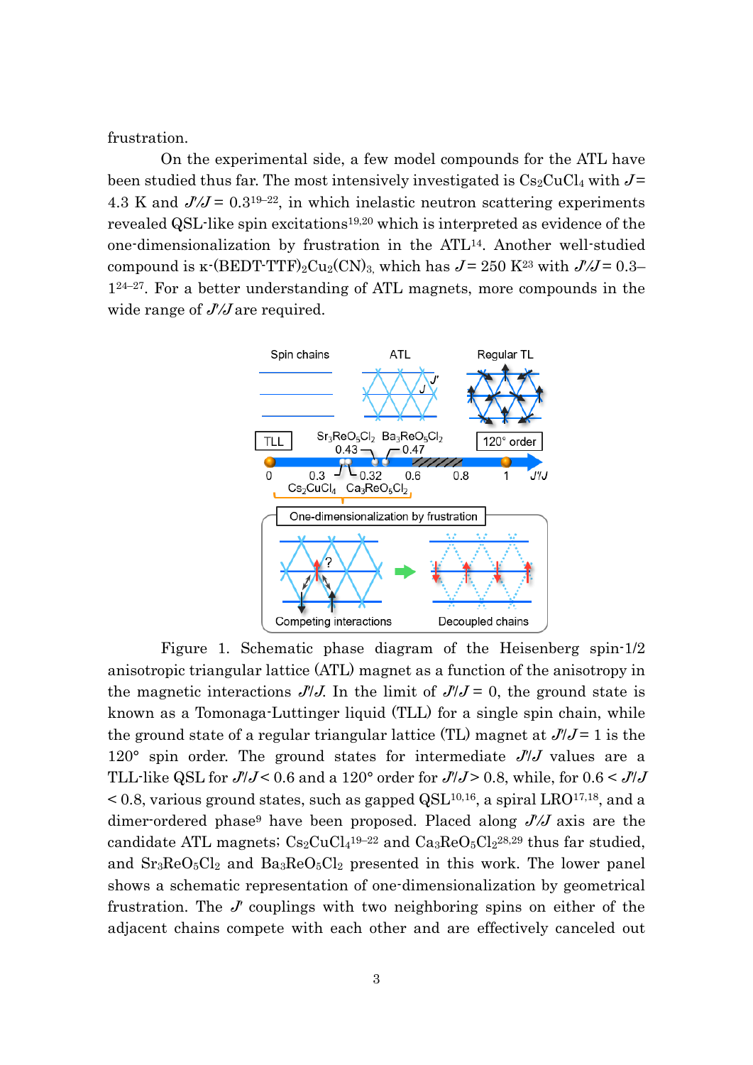frustration.

On the experimental side, a few model compounds for the ATL have been studied thus far. The most intensively investigated is $Cs_2CuCl_4$ with $J$ = 4.3 K and $J'/J$ = 0.3[19–22], in which inelastic neutron scattering experiments revealed QSL-like spin excitations[19,20] which is interpreted as evidence of the one-dimensionalization by frustration in the ATL[14]. Another well-studied compound is κ-(BEDT-TTF)$_2$Cu$_2$(CN)$_3$, which has $J$ = 250 K[23] with $J'/J$ = 0.3–1[24–27]. For a better understanding of ATL magnets, more compounds in the wide range of $J'/J$ are required.

Figure 1. Schematic phase diagram of the Heisenberg spin-1/2 anisotropic triangular lattice (ATL) magnet as a function of the anisotropy in the magnetic interactions $J'/J$. In the limit of $J'/J$ = 0, the ground state is known as a Tomonaga-Luttinger liquid (TLL) for a single spin chain, while the ground state of a regular triangular lattice (TL) magnet at $J'/J$ = 1 is the 120° spin order. The ground states for intermediate $J'/J$ values are a TLL-like QSL for $J'/J$ < 0.6 and a 120° order for $J'/J$ > 0.8, while, for 0.6 < $J'/J$ < 0.8, various ground states, such as gapped QSL[10,16], a spiral LRO[17,18], and a dimer-ordered phase[9] have been proposed. Placed along $J'/J$ axis are the candidate ATL magnets; $Cs_2CuCl_4$[19–22] and $Ca_3ReO_5Cl_2$[28,29] thus far studied, and $Sr_3ReO_5Cl_2$ and $Ba_3ReO_5Cl_2$ presented in this work. The lower panel shows a schematic representation of one-dimensionalization by geometrical frustration. The $J'$ couplings with two neighboring spins on either of the adjacent chains compete with each other and are effectively canceled out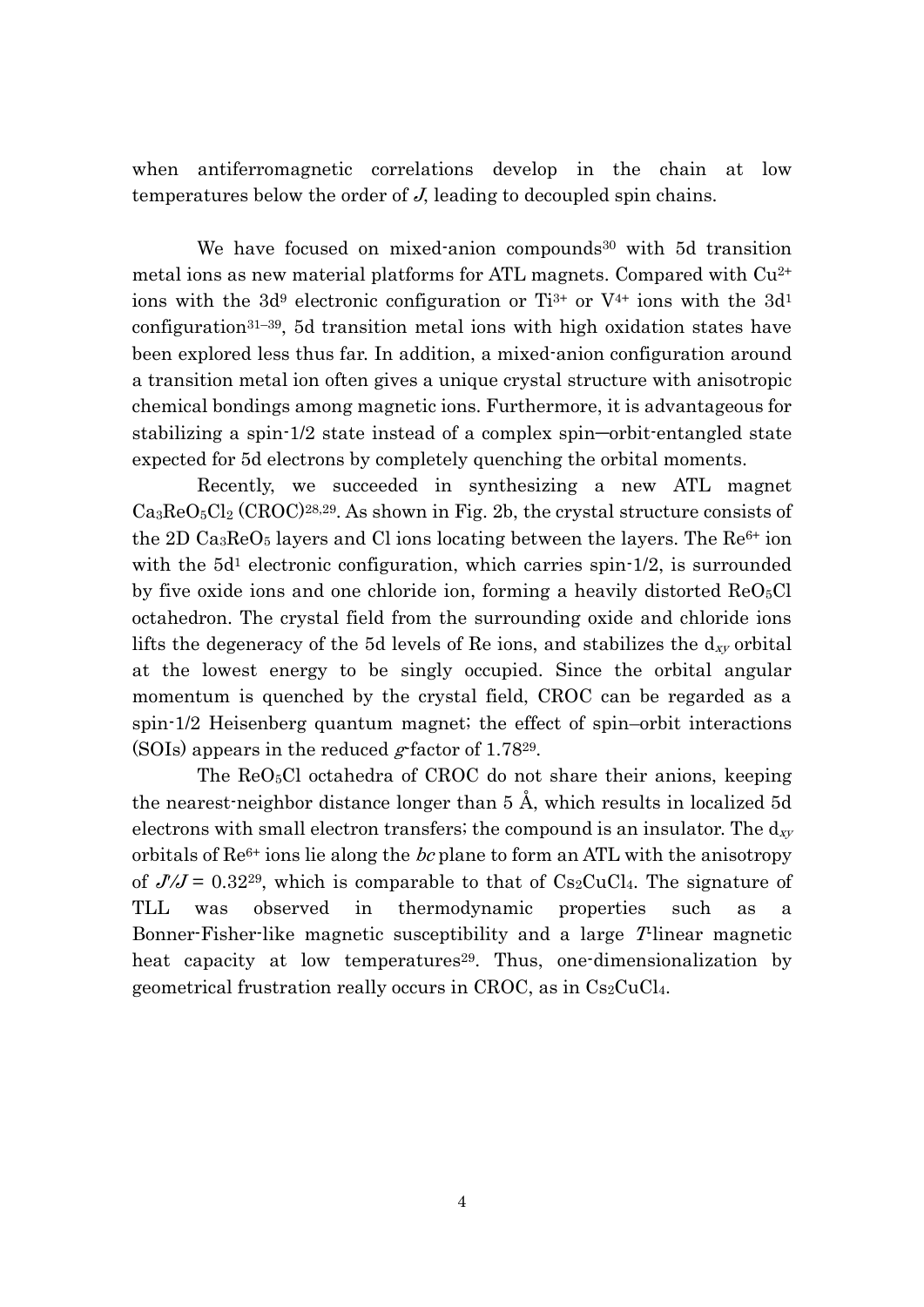when antiferromagnetic correlations develop in the chain at low temperatures below the order of $J$, leading to decoupled spin chains.

We have focused on mixed-anion compounds[30] with 5d transition metal ions as new material platforms for ATL magnets. Compared with $Cu^{2+}$ ions with the $3d^9$ electronic configuration or $Ti^{3+}$ or $V^{4+}$ ions with the $3d^1$ configuration[31–39], 5d transition metal ions with high oxidation states have been explored less thus far. In addition, a mixed-anion configuration around a transition metal ion often gives a unique crystal structure with anisotropic chemical bondings among magnetic ions. Furthermore, it is advantageous for stabilizing a spin-1/2 state instead of a complex spin–orbit-entangled state expected for 5d electrons by completely quenching the orbital moments.

Recently, we succeeded in synthesizing a new ATL magnet $Ca_3ReO_5Cl_2$ (CROC)[28,29]. As shown in Fig. 2b, the crystal structure consists of the 2D $Ca_3ReO_5$ layers and Cl ions locating between the layers. The $Re^{6+}$ ion with the $5d^1$ electronic configuration, which carries spin-1/2, is surrounded by five oxide ions and one chloride ion, forming a heavily distorted $ReO_5Cl$ octahedron. The crystal field from the surrounding oxide and chloride ions lifts the degeneracy of the 5d levels of Re ions, and stabilizes the $d_{xy}$ orbital at the lowest energy to be singly occupied. Since the orbital angular momentum is quenched by the crystal field, CROC can be regarded as a spin-1/2 Heisenberg quantum magnet; the effect of spin–orbit interactions (SOIs) appears in the reduced $g$-factor of 1.78[29].

The $ReO_5Cl$ octahedra of CROC do not share their anions, keeping the nearest-neighbor distance longer than 5 Å, which results in localized 5d electrons with small electron transfers; the compound is an insulator. The $d_{xy}$ orbitals of $Re^{6+}$ ions lie along the $bc$ plane to form an ATL with the anisotropy of $J'/J = 0.32$[29], which is comparable to that of $Cs_2CuCl_4$. The signature of TLL was observed in thermodynamic properties such as a Bonner-Fisher-like magnetic susceptibility and a large $T$-linear magnetic heat capacity at low temperatures[29]. Thus, one-dimensionalization by geometrical frustration really occurs in CROC, as in $Cs_2CuCl_4$.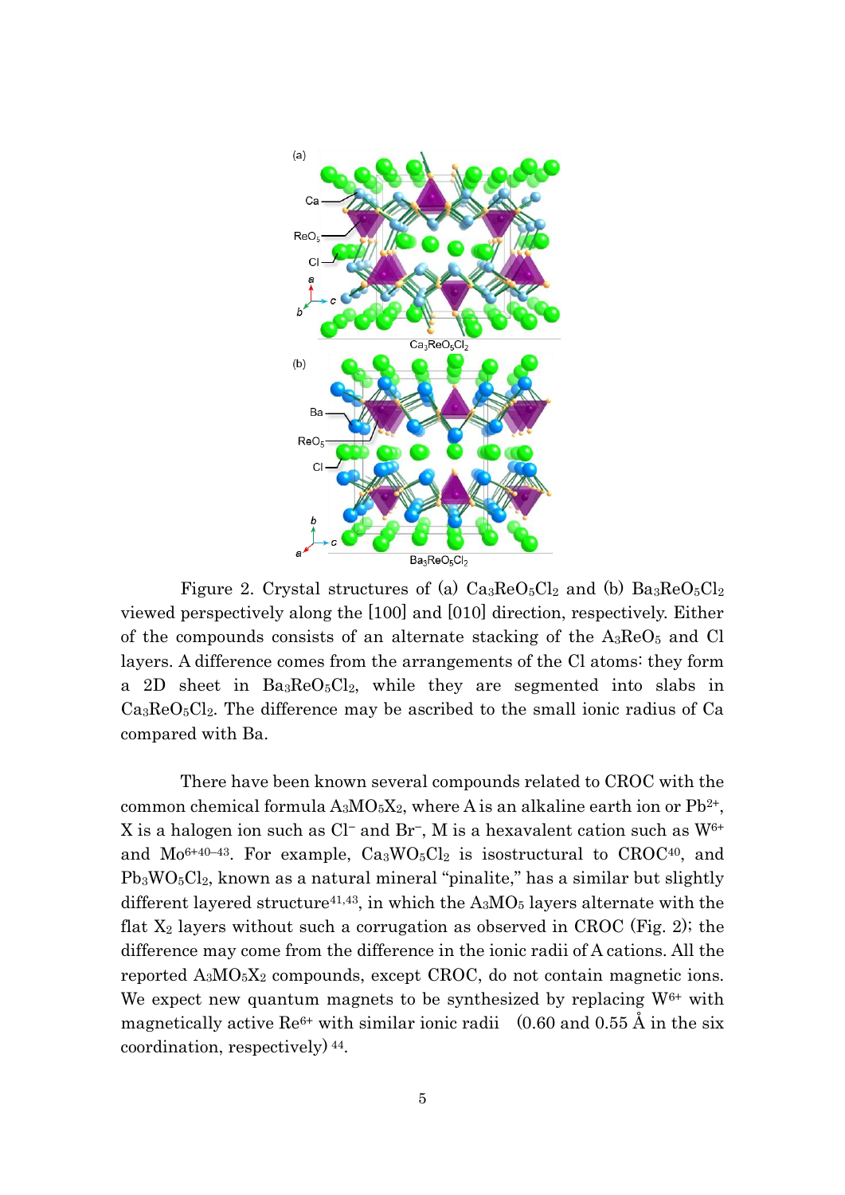Figure 2. Crystal structures of (a) $Ca_3ReO_5Cl_2$ and (b) $Ba_3ReO_5Cl_2$ viewed perspectively along the [100] and [010] direction, respectively. Either of the compounds consists of an alternate stacking of the $A_3ReO_5$ and Cl layers. A difference comes from the arrangements of the Cl atoms: they form a 2D sheet in $Ba_3ReO_5Cl_2$, while they are segmented into slabs in $Ca_3ReO_5Cl_2$. The difference may be ascribed to the small ionic radius of Ca compared with Ba.

There have been known several compounds related to CROC with the common chemical formula $A_3MO_5X_2$, where A is an alkaline earth ion or $Pb^{2+}$, X is a halogen ion such as $Cl^-$ and $Br^-$, M is a hexavalent cation such as $W^{6+}$ and $Mo^{6+}$[40–43]. For example, $Ca_3WO_5Cl_2$ is isostructural to CROC[40], and $Pb_3WO_5Cl_2$, known as a natural mineral "pinalite," has a similar but slightly different layered structure[41,43], in which the $A_3MO_5$ layers alternate with the flat $X_2$ layers without such a corrugation as observed in CROC (Fig. 2); the difference may come from the difference in the ionic radii of A cations. All the reported $A_3MO_5X_2$ compounds, except CROC, do not contain magnetic ions. We expect new quantum magnets to be synthesized by replacing $W^{6+}$ with magnetically active $Re^{6+}$ with similar ionic radii (0.60 and 0.55 Å in the six coordination, respectively)[44].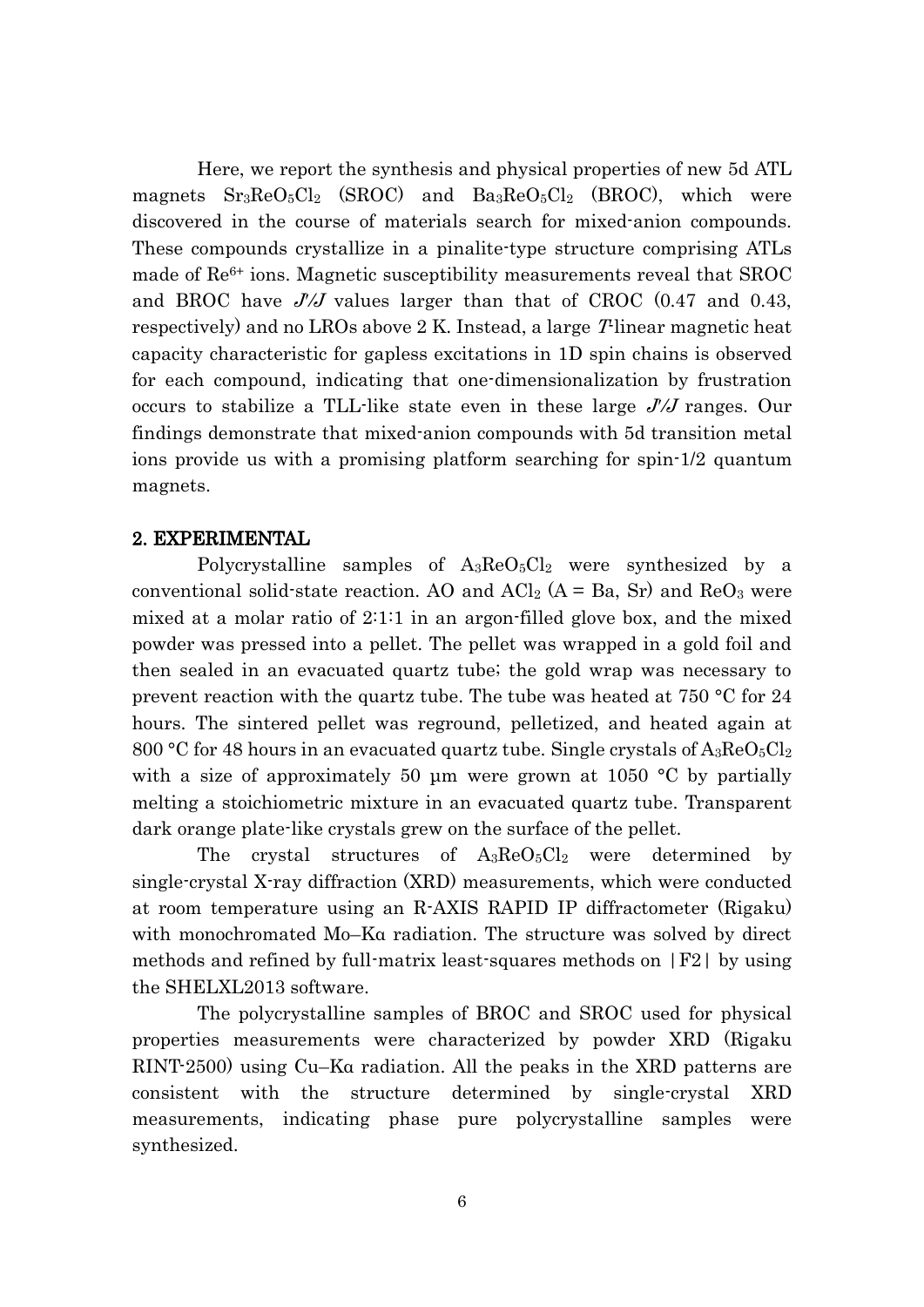Here, we report the synthesis and physical properties of new 5d ATL magnets $Sr_3ReO_5Cl_2$ (SROC) and $Ba_3ReO_5Cl_2$ (BROC), which were discovered in the course of materials search for mixed-anion compounds. These compounds crystallize in a pinalite-type structure comprising ATLs made of $Re^{6+}$ ions. Magnetic susceptibility measurements reveal that SROC and BROC have $J'/J$ values larger than that of CROC (0.47 and 0.43, respectively) and no LROs above 2 K. Instead, a large $T$-linear magnetic heat capacity characteristic for gapless excitations in 1D spin chains is observed for each compound, indicating that one-dimensionalization by frustration occurs to stabilize a TLL-like state even in these large $J'/J$ ranges. Our findings demonstrate that mixed-anion compounds with 5d transition metal ions provide us with a promising platform searching for spin-1/2 quantum magnets.

## 2. EXPERIMENTAL

Polycrystalline samples of $A_3ReO_5Cl_2$ were synthesized by a conventional solid-state reaction. AO and $ACl_2$ (A = Ba, Sr) and $ReO_3$ were mixed at a molar ratio of 2:1:1 in an argon-filled glove box, and the mixed powder was pressed into a pellet. The pellet was wrapped in a gold foil and then sealed in an evacuated quartz tube; the gold wrap was necessary to prevent reaction with the quartz tube. The tube was heated at 750 °C for 24 hours. The sintered pellet was reground, pelletized, and heated again at 800 °C for 48 hours in an evacuated quartz tube. Single crystals of $A_3ReO_5Cl_2$ with a size of approximately 50 μm were grown at 1050 °C by partially melting a stoichiometric mixture in an evacuated quartz tube. Transparent dark orange plate-like crystals grew on the surface of the pellet.

The crystal structures of $A_3ReO_5Cl_2$ were determined by single-crystal X-ray diffraction (XRD) measurements, which were conducted at room temperature using an R-AXIS RAPID IP diffractometer (Rigaku) with monochromated Mo–Kα radiation. The structure was solved by direct methods and refined by full-matrix least-squares methods on |F2| by using the SHELXL2013 software.

The polycrystalline samples of BROC and SROC used for physical properties measurements were characterized by powder XRD (Rigaku RINT-2500) using Cu–Kα radiation. All the peaks in the XRD patterns are consistent with the structure determined by single-crystal XRD measurements, indicating phase pure polycrystalline samples were synthesized.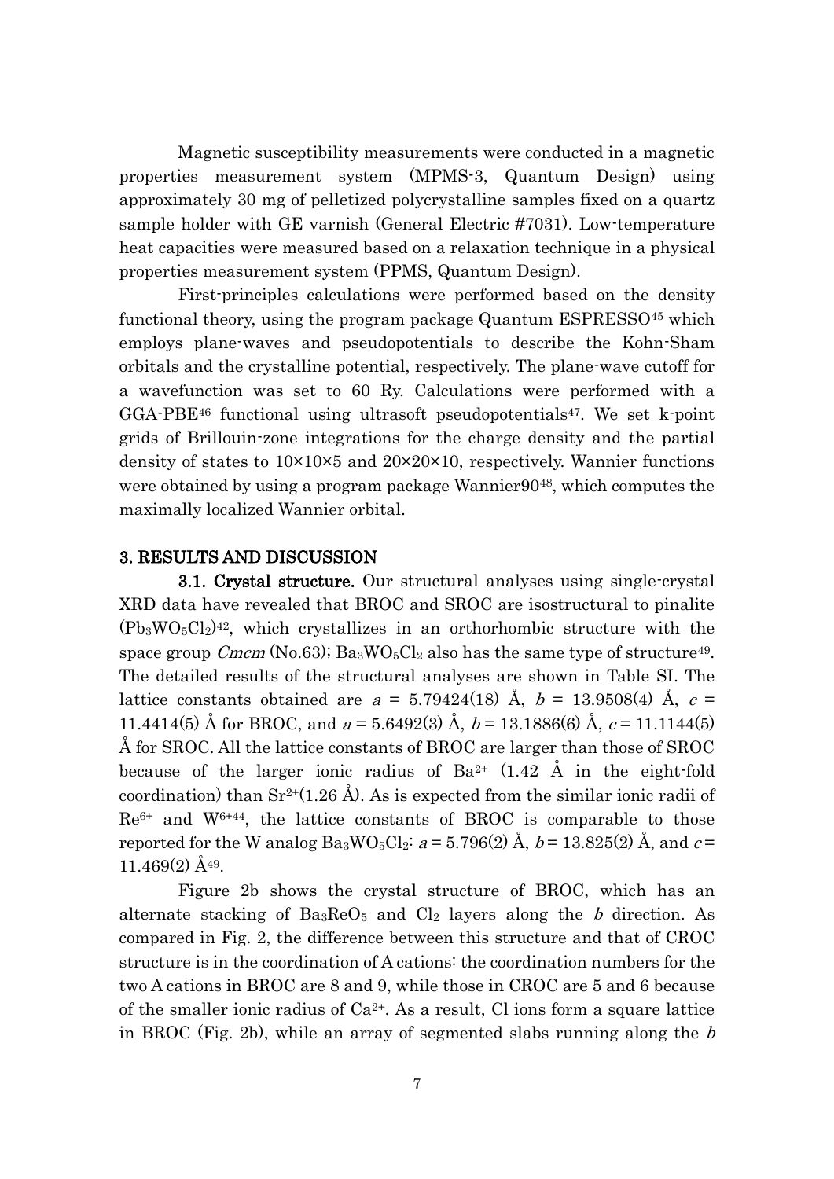Magnetic susceptibility measurements were conducted in a magnetic properties measurement system (MPMS-3, Quantum Design) using approximately 30 mg of pelletized polycrystalline samples fixed on a quartz sample holder with GE varnish (General Electric #7031). Low-temperature heat capacities were measured based on a relaxation technique in a physical properties measurement system (PPMS, Quantum Design).

First-principles calculations were performed based on the density functional theory, using the program package Quantum ESPRESSO[45] which employs plane-waves and pseudopotentials to describe the Kohn-Sham orbitals and the crystalline potential, respectively. The plane-wave cutoff for a wavefunction was set to 60 Ry. Calculations were performed with a GGA-PBE[46] functional using ultrasoft pseudopotentials[47]. We set k-point grids of Brillouin-zone integrations for the charge density and the partial density of states to 10×10×5 and 20×20×10, respectively. Wannier functions were obtained by using a program package Wannier90[48], which computes the maximally localized Wannier orbital.

## 3. RESULTS AND DISCUSSION

**3.1. Crystal structure.** Our structural analyses using single-crystal XRD data have revealed that BROC and SROC are isostructural to pinalite ($Pb_3WO_5Cl_2$)[42], which crystallizes in an orthorhombic structure with the space group *Cmcm* (No.63); $Ba_3WO_5Cl_2$ also has the same type of structure[49]. The detailed results of the structural analyses are shown in Table SI. The lattice constants obtained are $a$ = 5.79424(18) Å, $b$ = 13.9508(4) Å, $c$ = 11.4414(5) Å for BROC, and $a$ = 5.6492(3) Å, $b$ = 13.1886(6) Å, $c$ = 11.1144(5) Å for SROC. All the lattice constants of BROC are larger than those of SROC because of the larger ionic radius of $Ba^{2+}$ (1.42 Å in the eight-fold coordination) than $Sr^{2+}$(1.26 Å). As is expected from the similar ionic radii of $Re^{6+}$ and $W^{6+}$[44], the lattice constants of BROC is comparable to those reported for the W analog $Ba_3WO_5Cl_2$: $a$ = 5.796(2) Å, $b$ = 13.825(2) Å, and $c$ = 11.469(2) Å[49].

Figure 2b shows the crystal structure of BROC, which has an alternate stacking of $Ba_3ReO_5$ and $Cl_2$ layers along the $b$ direction. As compared in Fig. 2, the difference between this structure and that of CROC structure is in the coordination of A cations: the coordination numbers for the two A cations in BROC are 8 and 9, while those in CROC are 5 and 6 because of the smaller ionic radius of $Ca^{2+}$. As a result, Cl ions form a square lattice in BROC (Fig. 2b), while an array of segmented slabs running along the $b$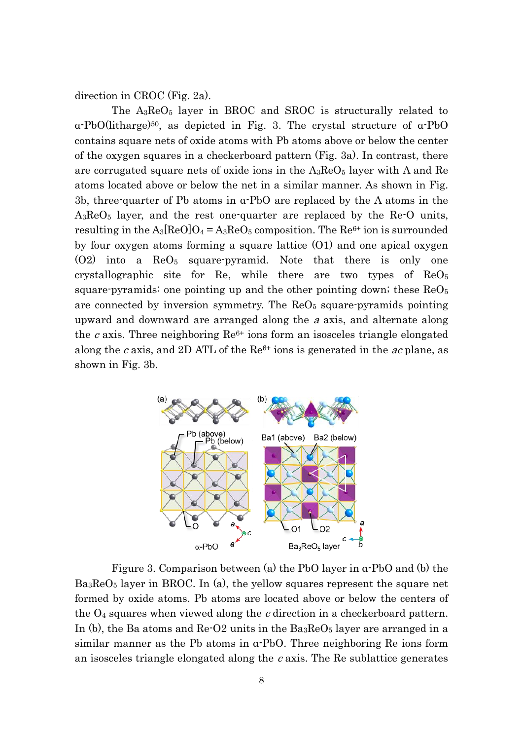direction in CROC (Fig. 2a).

The $A_3ReO_5$ layer in BROC and SROC is structurally related to α-PbO(litharge)[50], as depicted in Fig. 3. The crystal structure of α-PbO contains square nets of oxide atoms with Pb atoms above or below the center of the oxygen squares in a checkerboard pattern (Fig. 3a). In contrast, there are corrugated square nets of oxide ions in the $A_3ReO_5$ layer with A and Re atoms located above or below the net in a similar manner. As shown in Fig. 3b, three-quarter of Pb atoms in α-PbO are replaced by the A atoms in the $A_3ReO_5$ layer, and the rest one-quarter are replaced by the Re-O units, resulting in the $A_3[ReO]O_4 = A_3ReO_5$ composition. The $Re^{6+}$ ion is surrounded by four oxygen atoms forming a square lattice (O1) and one apical oxygen (O2) into a $ReO_5$ square-pyramid. Note that there is only one crystallographic site for Re, while there are two types of $ReO_5$ square-pyramids: one pointing up and the other pointing down; these $ReO_5$ are connected by inversion symmetry. The $ReO_5$ square-pyramids pointing upward and downward are arranged along the *a* axis, and alternate along the *c* axis. Three neighboring $Re^{6+}$ ions form an isosceles triangle elongated along the *c* axis, and 2D ATL of the $Re^{6+}$ ions is generated in the *ac* plane, as shown in Fig. 3b.

Figure 3. Comparison between (a) the PbO layer in α-PbO and (b) the $Ba_3ReO_5$ layer in BROC. In (a), the yellow squares represent the square net formed by oxide atoms. Pb atoms are located above or below the centers of the $O_4$ squares when viewed along the *c* direction in a checkerboard pattern. In (b), the Ba atoms and Re-O2 units in the $Ba_3ReO_5$ layer are arranged in a similar manner as the Pb atoms in α-PbO. Three neighboring Re ions form an isosceles triangle elongated along the *c* axis. The Re sublattice generates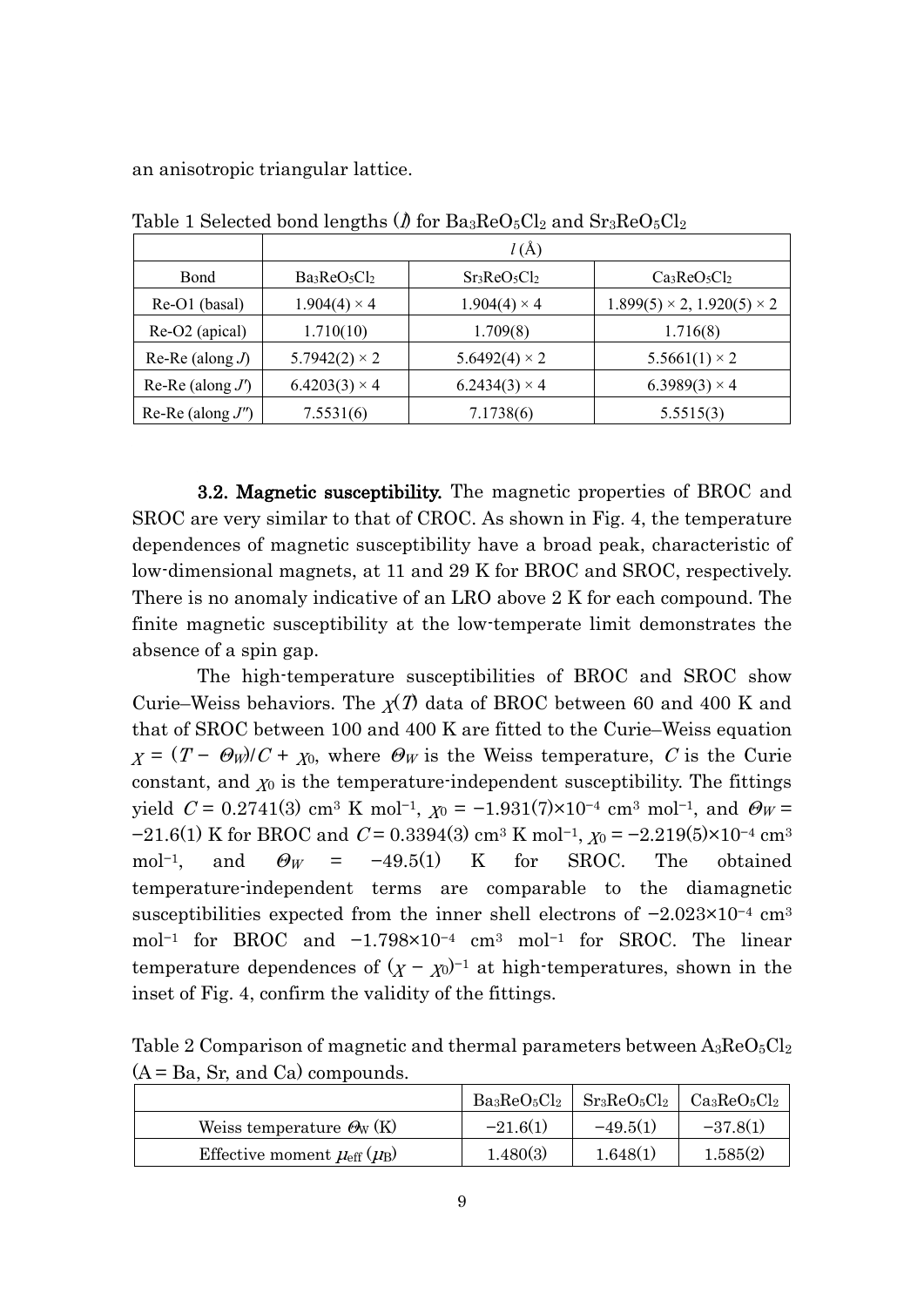an anisotropic triangular lattice.

Table 1 Selected bond lengths ($l$) for $Ba_3ReO_5Cl_2$ and $Sr_3ReO_5Cl_2$

| | $l$ (Å) | | |
|---|---|---|---|
| Bond | $Ba_3ReO_5Cl_2$ | $Sr_3ReO_5Cl_2$ | $Ca_3ReO_5Cl_2$ |
| Re-O1 (basal) | 1.904(4) × 4 | 1.904(4) × 4 | 1.899(5) × 2, 1.920(5) × 2 |
| Re-O2 (apical) | 1.710(10) | 1.709(8) | 1.716(8) |
| Re-Re (along $J$) | 5.7942(2) × 2 | 5.6492(4) × 2 | 5.5661(1) × 2 |
| Re-Re (along $J'$) | 6.4203(3) × 4 | 6.2434(3) × 4 | 6.3989(3) × 4 |
| Re-Re (along $J''$) | 7.5531(6) | 7.1738(6) | 5.5515(3) |

**3.2. Magnetic susceptibility.** The magnetic properties of BROC and SROC are very similar to that of CROC. As shown in Fig. 4, the temperature dependences of magnetic susceptibility have a broad peak, characteristic of low-dimensional magnets, at 11 and 29 K for BROC and SROC, respectively. There is no anomaly indicative of an LRO above 2 K for each compound. The finite magnetic susceptibility at the low-temperate limit demonstrates the absence of a spin gap.

The high-temperature susceptibilities of BROC and SROC show Curie–Weiss behaviors. The $\chi(T)$ data of BROC between 60 and 400 K and that of SROC between 100 and 400 K are fitted to the Curie–Weiss equation $\chi = (T - \Theta_W)/C + \chi_0$, where $\Theta_W$ is the Weiss temperature, $C$ is the Curie constant, and $\chi_0$ is the temperature-independent susceptibility. The fittings yield $C = 0.2741(3)$ cm$^3$ K mol$^{-1}$, $\chi_0 = -1.931(7)\times10^{-4}$ cm$^3$ mol$^{-1}$, and $\Theta_W = -21.6(1)$ K for BROC and $C = 0.3394(3)$ cm$^3$ K mol$^{-1}$, $\chi_0 = -2.219(5)\times10^{-4}$ cm$^3$ mol$^{-1}$, and $\Theta_W = -49.5(1)$ K for SROC. The obtained temperature-independent terms are comparable to the diamagnetic susceptibilities expected from the inner shell electrons of $-2.023\times10^{-4}$ cm$^3$ mol$^{-1}$ for BROC and $-1.798\times10^{-4}$ cm$^3$ mol$^{-1}$ for SROC. The linear temperature dependences of $(\chi - \chi_0)^{-1}$ at high-temperatures, shown in the inset of Fig. 4, confirm the validity of the fittings.

Table 2 Comparison of magnetic and thermal parameters between $A_3ReO_5Cl_2$ (A = Ba, Sr, and Ca) compounds.

| | $Ba_3ReO_5Cl_2$ | $Sr_3ReO_5Cl_2$ | $Ca_3ReO_5Cl_2$ |
|---|---|---|---|
| Weiss temperature $\Theta_W$ (K) | −21.6(1) | −49.5(1) | −37.8(1) |
| Effective moment $\mu_{eff}$ ($\mu_B$) | 1.480(3) | 1.648(1) | 1.585(2) |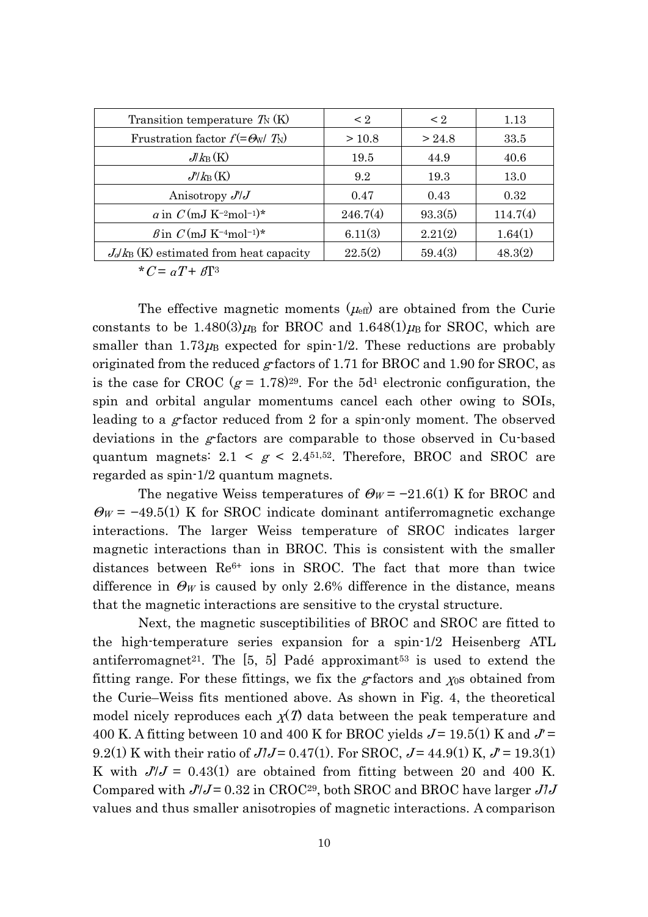| Transition temperature $T_N$ (K) | < 2 | < 2 | 1.13 |
| --- | --- | --- | --- |
| Frustration factor $f$ (= $\Theta_W$/ $T_N$) | > 10.8 | > 24.8 | 33.5 |
| $J/k_B$ (K) | 19.5 | 44.9 | 40.6 |
| $J'/k_B$ (K) | 9.2 | 19.3 | 13.0 |
| Anisotropy $J'/J$ | 0.47 | 0.43 | 0.32 |
| $\alpha$ in $C$ (mJ K$^{-2}$mol$^{-1}$)* | 246.7(4) | 93.3(5) | 114.7(4) |
| $\beta$ in $C$ (mJ K$^{-4}$mol$^{-1}$)* | 6.11(3) | 2.21(2) | 1.64(1) |
| $J_c/k_B$ (K) estimated from heat capacity | 22.5(2) | 59.4(3) | 48.3(2) |

* $C = \alpha T + \beta T^3$

The effective magnetic moments ($\mu_{eff}$) are obtained from the Curie constants to be $1.480(3)\mu_B$ for BROC and $1.648(1)\mu_B$ for SROC, which are smaller than $1.73\mu_B$ expected for spin-1/2. These reductions are probably originated from the reduced $g$-factors of 1.71 for BROC and 1.90 for SROC, as is the case for CROC ($g$ = 1.78)[29]. For the 5d$^1$ electronic configuration, the spin and orbital angular momentums cancel each other owing to SOIs, leading to a $g$-factor reduced from 2 for a spin-only moment. The observed deviations in the $g$-factors are comparable to those observed in Cu-based quantum magnets: $2.1 < g < 2.4$[51,52]. Therefore, BROC and SROC are regarded as spin-1/2 quantum magnets.

The negative Weiss temperatures of $\Theta_W = -21.6(1)$ K for BROC and $\Theta_W = -49.5(1)$ K for SROC indicate dominant antiferromagnetic exchange interactions. The larger Weiss temperature of SROC indicates larger magnetic interactions than in BROC. This is consistent with the smaller distances between $Re^{6+}$ ions in SROC. The fact that more than twice difference in $\Theta_W$ is caused by only 2.6% difference in the distance, means that the magnetic interactions are sensitive to the crystal structure.

Next, the magnetic susceptibilities of BROC and SROC are fitted to the high-temperature series expansion for a spin-1/2 Heisenberg ATL antiferromagnet[21]. The [5, 5] Padé approximant[53] is used to extend the fitting range. For these fittings, we fix the $g$-factors and $\chi_0$s obtained from the Curie–Weiss fits mentioned above. As shown in Fig. 4, the theoretical model nicely reproduces each $\chi(T)$ data between the peak temperature and 400 K. A fitting between 10 and 400 K for BROC yields $J$ = 19.5(1) K and $J'$ = 9.2(1) K with their ratio of $J'/J$ = 0.47(1). For SROC, $J$ = 44.9(1) K, $J'$ = 19.3(1) K with $J'/J$ = 0.43(1) are obtained from fitting between 20 and 400 K. Compared with $J'/J$ = 0.32 in CROC[29], both SROC and BROC have larger $J'/J$ values and thus smaller anisotropies of magnetic interactions. A comparison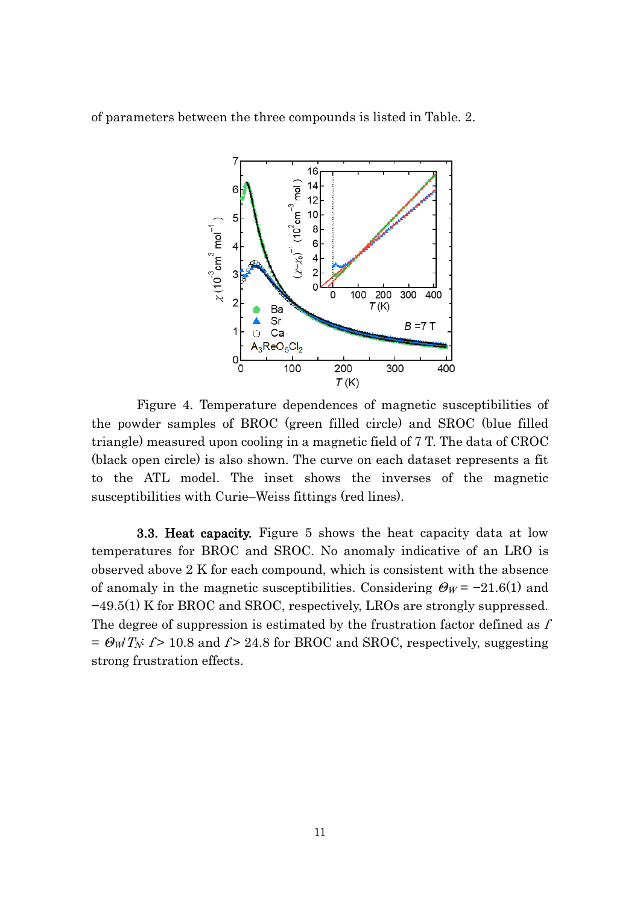of parameters between the three compounds is listed in Table. 2.

Figure 4. Temperature dependences of magnetic susceptibilities of the powder samples of BROC (green filled circle) and SROC (blue filled triangle) measured upon cooling in a magnetic field of 7 T. The data of CROC (black open circle) is also shown. The curve on each dataset represents a fit to the ATL model. The inset shows the inverses of the magnetic susceptibilities with Curie–Weiss fittings (red lines).

**3.3. Heat capacity.** Figure 5 shows the heat capacity data at low temperatures for BROC and SROC. No anomaly indicative of an LRO is observed above 2 K for each compound, which is consistent with the absence of anomaly in the magnetic susceptibilities. Considering $\Theta_W = -21.6(1)$ and $-49.5(1)$ K for BROC and SROC, respectively, LROs are strongly suppressed. The degree of suppression is estimated by the frustration factor defined as $f = \Theta_W / T_N$: $f > 10.8$ and $f > 24.8$ for BROC and SROC, respectively, suggesting strong frustration effects.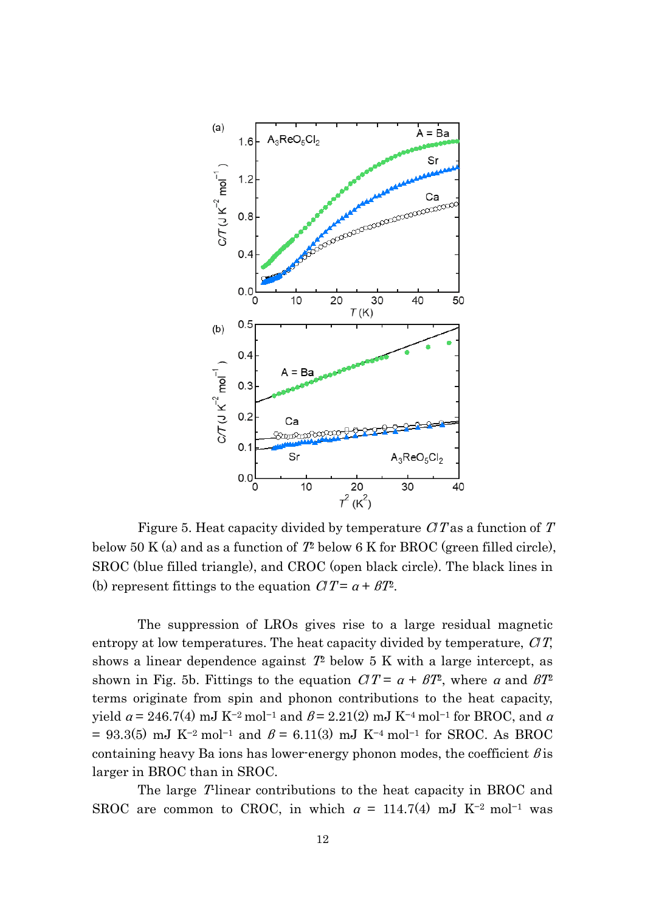Figure 5. Heat capacity divided by temperature $C/T$ as a function of $T$ below 50 K (a) and as a function of $T^2$ below 6 K for BROC (green filled circle), SROC (blue filled triangle), and CROC (open black circle). The black lines in (b) represent fittings to the equation $C/T = \alpha + \beta T^2$.

The suppression of LROs gives rise to a large residual magnetic entropy at low temperatures. The heat capacity divided by temperature, $C/T$, shows a linear dependence against $T^2$ below 5 K with a large intercept, as shown in Fig. 5b. Fittings to the equation $C/T = \alpha + \beta T^2$, where $\alpha$ and $\beta T^2$ terms originate from spin and phonon contributions to the heat capacity, yield $\alpha = 246.7(4)$ mJ K$^{-2}$ mol$^{-1}$ and $\beta = 2.21(2)$ mJ K$^{-4}$ mol$^{-1}$ for BROC, and $\alpha = 93.3(5)$ mJ K$^{-2}$ mol$^{-1}$ and $\beta = 6.11(3)$ mJ K$^{-4}$ mol$^{-1}$ for SROC. As BROC containing heavy Ba ions has lower-energy phonon modes, the coefficient $\beta$ is larger in BROC than in SROC.

The large $T$-linear contributions to the heat capacity in BROC and SROC are common to CROC, in which $\alpha = 114.7(4)$ mJ K$^{-2}$ mol$^{-1}$ was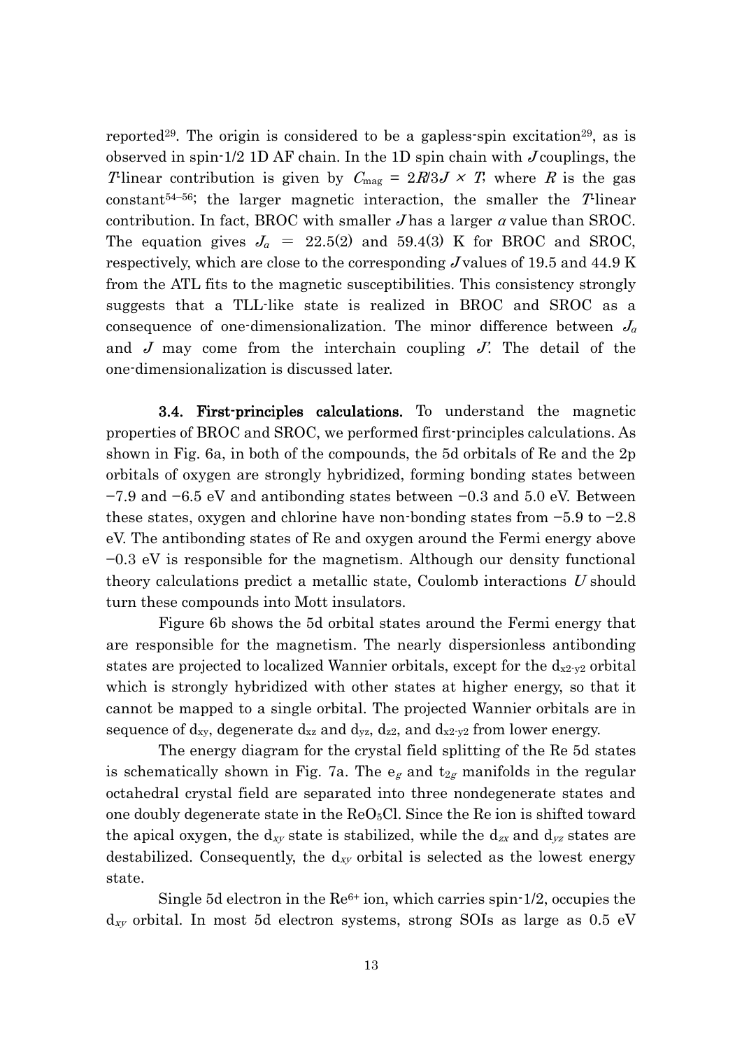reported[29]. The origin is considered to be a gapless-spin excitation[29], as is observed in spin-1/2 1D AF chain. In the 1D spin chain with $J$ couplings, the $T$-linear contribution is given by $C_{\mathrm{mag}} = 2R/3J \times T$, where $R$ is the gas constant[54–56]; the larger magnetic interaction, the smaller the $T$-linear contribution. In fact, BROC with smaller $J$ has a larger $\alpha$ value than SROC. The equation gives $J_{\alpha}$ = 22.5(2) and 59.4(3) K for BROC and SROC, respectively, which are close to the corresponding $J$ values of 19.5 and 44.9 K from the ATL fits to the magnetic susceptibilities. This consistency strongly suggests that a TLL-like state is realized in BROC and SROC as a consequence of one-dimensionalization. The minor difference between $J_{\alpha}$ and $J$ may come from the interchain coupling $J'$. The detail of the one-dimensionalization is discussed later.

**3.4. First-principles calculations.** To understand the magnetic properties of BROC and SROC, we performed first-principles calculations. As shown in Fig. 6a, in both of the compounds, the 5d orbitals of Re and the 2p orbitals of oxygen are strongly hybridized, forming bonding states between −7.9 and −6.5 eV and antibonding states between −0.3 and 5.0 eV. Between these states, oxygen and chlorine have non-bonding states from −5.9 to −2.8 eV. The antibonding states of Re and oxygen around the Fermi energy above −0.3 eV is responsible for the magnetism. Although our density functional theory calculations predict a metallic state, Coulomb interactions $U$ should turn these compounds into Mott insulators.

Figure 6b shows the 5d orbital states around the Fermi energy that are responsible for the magnetism. The nearly dispersionless antibonding states are projected to localized Wannier orbitals, except for the $d_{x2\text{-}y2}$ orbital which is strongly hybridized with other states at higher energy, so that it cannot be mapped to a single orbital. The projected Wannier orbitals are in sequence of $d_{xy}$, degenerate $d_{xz}$ and $d_{yz}$, $d_{z2}$, and $d_{x2\text{-}y2}$ from lower energy.

The energy diagram for the crystal field splitting of the Re 5d states is schematically shown in Fig. 7a. The $e_g$ and $t_{2g}$ manifolds in the regular octahedral crystal field are separated into three nondegenerate states and one doubly degenerate state in the $ReO_5Cl$. Since the Re ion is shifted toward the apical oxygen, the $d_{xy}$ state is stabilized, while the $d_{zx}$ and $d_{yz}$ states are destabilized. Consequently, the $d_{xy}$ orbital is selected as the lowest energy state.

Single 5d electron in the $Re^{6+}$ ion, which carries spin-1/2, occupies the $d_{xy}$ orbital. In most 5d electron systems, strong SOIs as large as 0.5 eV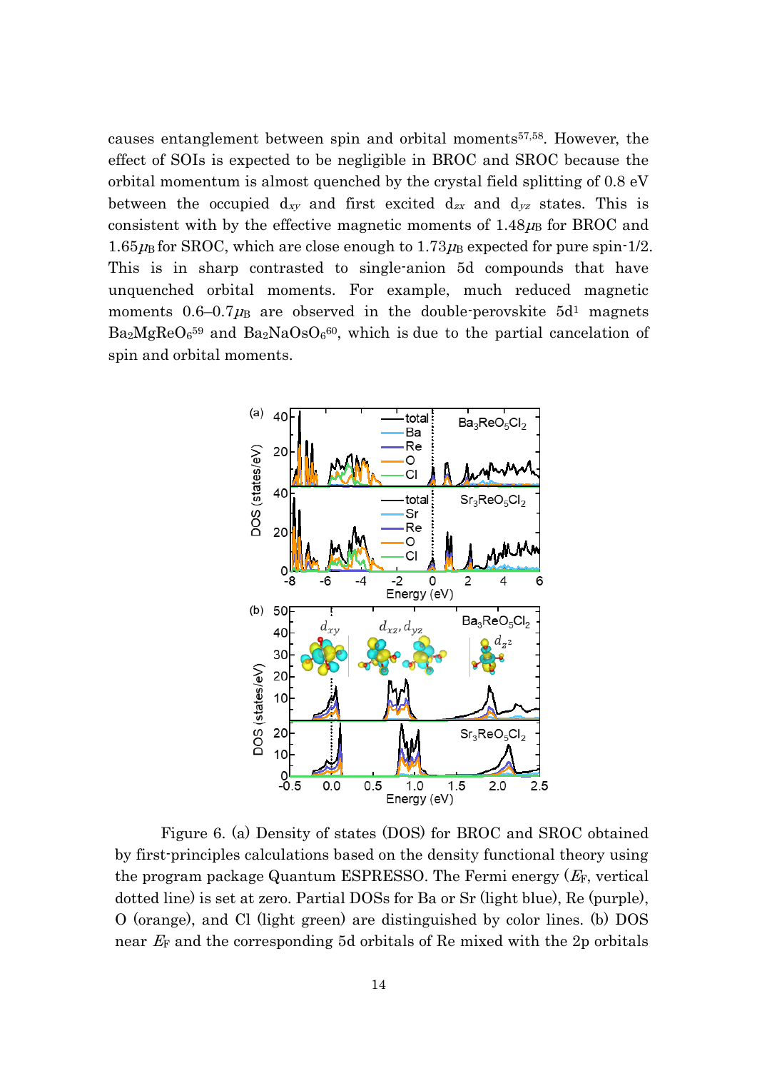causes entanglement between spin and orbital moments[57,58]. However, the effect of SOIs is expected to be negligible in BROC and SROC because the orbital momentum is almost quenched by the crystal field splitting of 0.8 eV between the occupied $d_{xy}$ and first excited $d_{zx}$ and $d_{yz}$ states. This is consistent with by the effective magnetic moments of $1.48\mu_B$ for BROC and $1.65\mu_B$ for SROC, which are close enough to $1.73\mu_B$ expected for pure spin-1/2. This is in sharp contrasted to single-anion 5d compounds that have unquenched orbital moments. For example, much reduced magnetic moments 0.6–0.7$\mu_B$ are observed in the double-perovskite $5d^1$ magnets $Ba_2MgReO_6$[59] and $Ba_2NaOsO_6$[60], which is due to the partial cancelation of spin and orbital moments.

Figure 6. (a) Density of states (DOS) for BROC and SROC obtained by first-principles calculations based on the density functional theory using the program package Quantum ESPRESSO. The Fermi energy ($E_F$, vertical dotted line) is set at zero. Partial DOSs for Ba or Sr (light blue), Re (purple), O (orange), and Cl (light green) are distinguished by color lines. (b) DOS near $E_F$ and the corresponding 5d orbitals of Re mixed with the 2p orbitals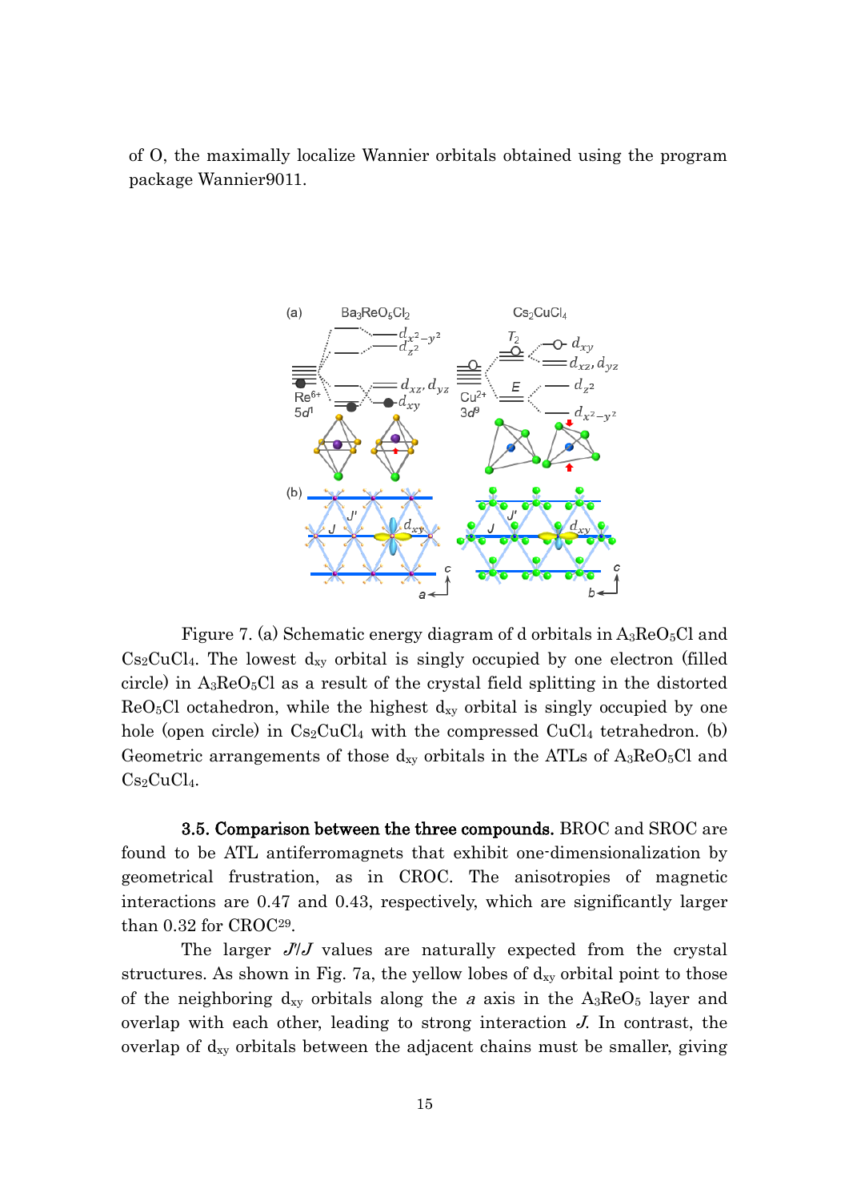of O, the maximally localize Wannier orbitals obtained using the program package Wannier90[11].

Figure 7. (a) Schematic energy diagram of d orbitals in $A_3ReO_5Cl$ and $Cs_2CuCl_4$. The lowest $d_{xy}$ orbital is singly occupied by one electron (filled circle) in $A_3ReO_5Cl$ as a result of the crystal field splitting in the distorted $ReO_5Cl$ octahedron, while the highest $d_{xy}$ orbital is singly occupied by one hole (open circle) in $Cs_2CuCl_4$ with the compressed $CuCl_4$ tetrahedron. (b) Geometric arrangements of those $d_{xy}$ orbitals in the ATLs of $A_3ReO_5Cl$ and $Cs_2CuCl_4$.

**3.5. Comparison between the three compounds.** BROC and SROC are found to be ATL antiferromagnets that exhibit one-dimensionalization by geometrical frustration, as in CROC. The anisotropies of magnetic interactions are 0.47 and 0.43, respectively, which are significantly larger than 0.32 for CROC[29].

The larger $J'/J$ values are naturally expected from the crystal structures. As shown in Fig. 7a, the yellow lobes of $d_{xy}$ orbital point to those of the neighboring $d_{xy}$ orbitals along the $a$ axis in the $A_3ReO_5$ layer and overlap with each other, leading to strong interaction $J$. In contrast, the overlap of $d_{xy}$ orbitals between the adjacent chains must be smaller, giving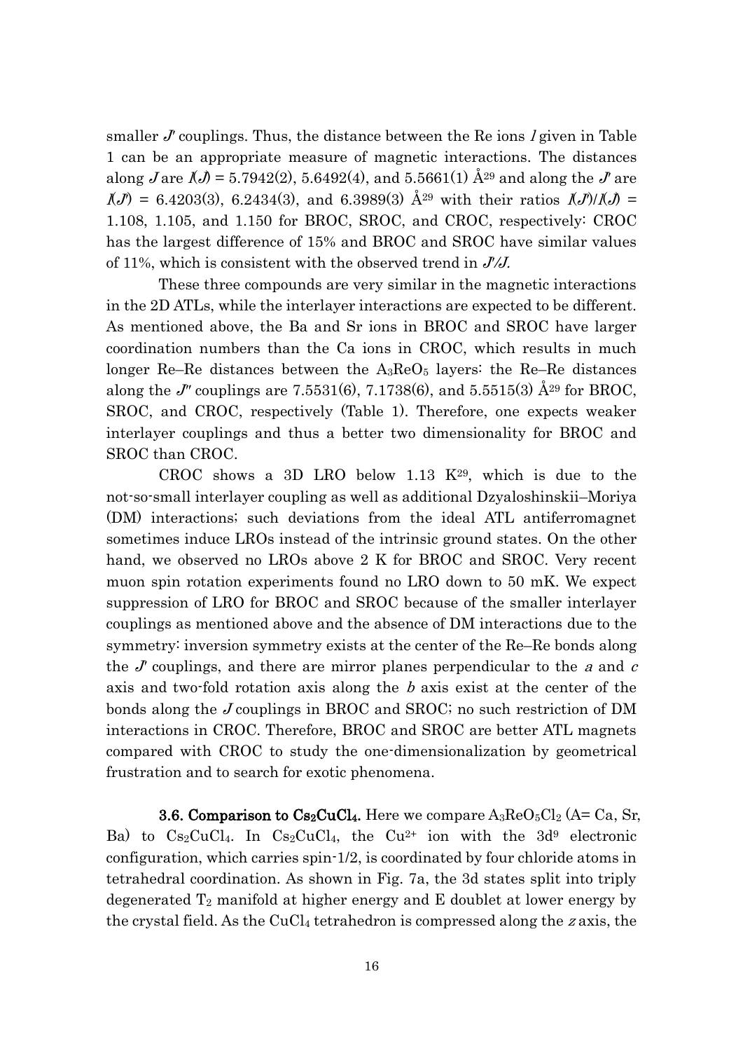smaller $J'$ couplings. Thus, the distance between the Re ions $l$ given in Table 1 can be an appropriate measure of magnetic interactions. The distances along $J$ are $l(J)$ = 5.7942(2), 5.6492(4), and 5.5661(1) Å[29] and along the $J'$ are $l(J')$ = 6.4203(3), 6.2434(3), and 6.3989(3) Å[29] with their ratios $l(J')/l(J)$ = 1.108, 1.105, and 1.150 for BROC, SROC, and CROC, respectively: CROC has the largest difference of 15% and BROC and SROC have similar values of 11%, which is consistent with the observed trend in $J'/J$.

These three compounds are very similar in the magnetic interactions in the 2D ATLs, while the interlayer interactions are expected to be different. As mentioned above, the Ba and Sr ions in BROC and SROC have larger coordination numbers than the Ca ions in CROC, which results in much longer Re–Re distances between the $A_3ReO_5$ layers: the Re–Re distances along the $J''$ couplings are 7.5531(6), 7.1738(6), and 5.5515(3) Å[29] for BROC, SROC, and CROC, respectively (Table 1). Therefore, one expects weaker interlayer couplings and thus a better two dimensionality for BROC and SROC than CROC.

CROC shows a 3D LRO below 1.13 K[29], which is due to the not-so-small interlayer coupling as well as additional Dzyaloshinskii–Moriya (DM) interactions; such deviations from the ideal ATL antiferromagnet sometimes induce LROs instead of the intrinsic ground states. On the other hand, we observed no LROs above 2 K for BROC and SROC. Very recent muon spin rotation experiments found no LRO down to 50 mK. We expect suppression of LRO for BROC and SROC because of the smaller interlayer couplings as mentioned above and the absence of DM interactions due to the symmetry: inversion symmetry exists at the center of the Re–Re bonds along the $J'$ couplings, and there are mirror planes perpendicular to the $a$ and $c$ axis and two-fold rotation axis along the $b$ axis exist at the center of the bonds along the $J$ couplings in BROC and SROC; no such restriction of DM interactions in CROC. Therefore, BROC and SROC are better ATL magnets compared with CROC to study the one-dimensionalization by geometrical frustration and to search for exotic phenomena.

**3.6. Comparison to $Cs_2CuCl_4$.** Here we compare $A_3ReO_5Cl_2$ (A= Ca, Sr, Ba) to $Cs_2CuCl_4$. In $Cs_2CuCl_4$, the $Cu^{2+}$ ion with the $3d^9$ electronic configuration, which carries spin-1/2, is coordinated by four chloride atoms in tetrahedral coordination. As shown in Fig. 7a, the 3d states split into triply degenerated $T_2$ manifold at higher energy and E doublet at lower energy by the crystal field. As the $CuCl_4$ tetrahedron is compressed along the $z$ axis, the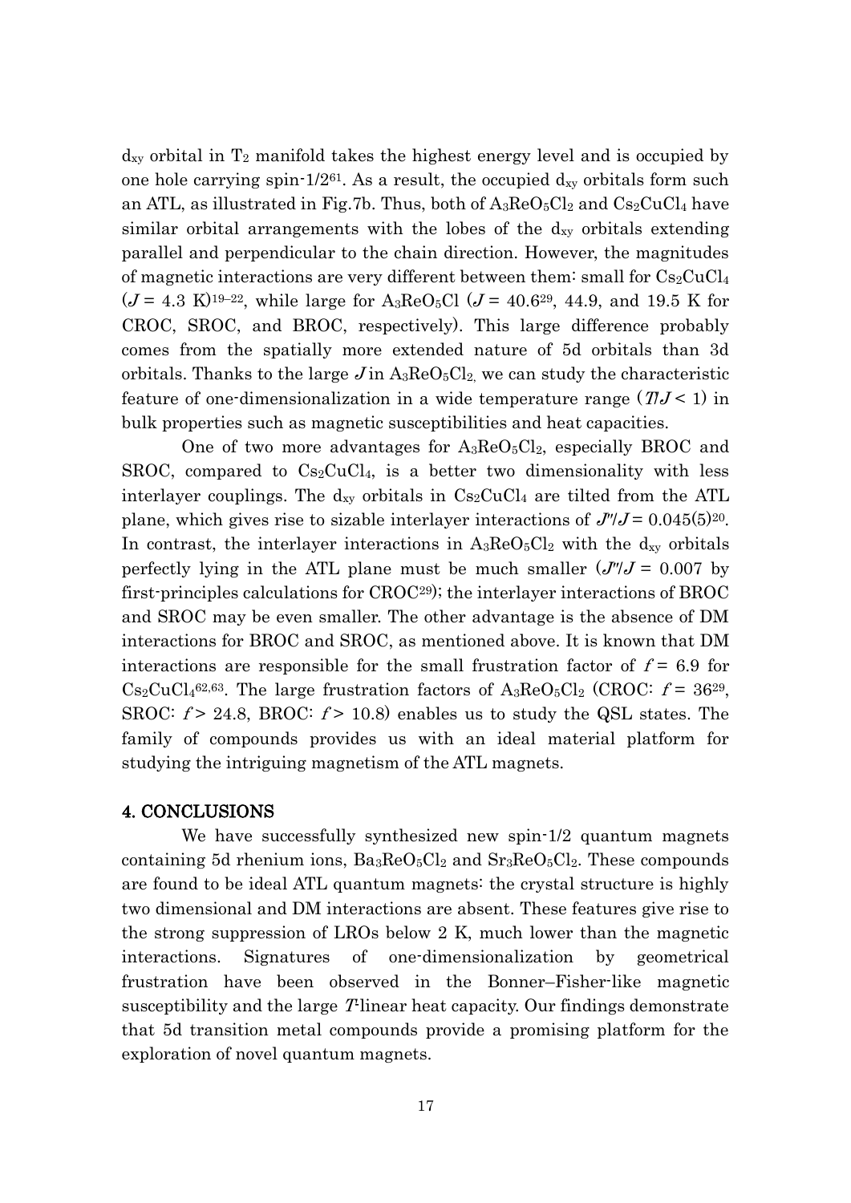$d_{xy}$ orbital in $T_2$ manifold takes the highest energy level and is occupied by one hole carrying spin-1/2[61]. As a result, the occupied $d_{xy}$ orbitals form such an ATL, as illustrated in Fig.7b. Thus, both of $A_3ReO_5Cl_2$ and $Cs_2CuCl_4$ have similar orbital arrangements with the lobes of the $d_{xy}$ orbitals extending parallel and perpendicular to the chain direction. However, the magnitudes of magnetic interactions are very different between them: small for $Cs_2CuCl_4$ ($J$ = 4.3 K)[19–22], while large for $A_3ReO_5Cl$ ($J$ = 40.6[29], 44.9, and 19.5 K for CROC, SROC, and BROC, respectively). This large difference probably comes from the spatially more extended nature of 5d orbitals than 3d orbitals. Thanks to the large $J$ in $A_3ReO_5Cl_2$, we can study the characteristic feature of one-dimensionalization in a wide temperature range ($T/J < 1$) in bulk properties such as magnetic susceptibilities and heat capacities.

One of two more advantages for $A_3ReO_5Cl_2$, especially BROC and SROC, compared to $Cs_2CuCl_4$, is a better two dimensionality with less interlayer couplings. The $d_{xy}$ orbitals in $Cs_2CuCl_4$ are tilted from the ATL plane, which gives rise to sizable interlayer interactions of $J''/J$ = 0.045(5)[20]. In contrast, the interlayer interactions in $A_3ReO_5Cl_2$ with the $d_{xy}$ orbitals perfectly lying in the ATL plane must be much smaller ($J''/J$ = 0.007 by first-principles calculations for CROC[29]); the interlayer interactions of BROC and SROC may be even smaller. The other advantage is the absence of DM interactions for BROC and SROC, as mentioned above. It is known that DM interactions are responsible for the small frustration factor of $f$ = 6.9 for $Cs_2CuCl_4$[62,63]. The large frustration factors of $A_3ReO_5Cl_2$ (CROC: $f$ = 36[29], SROC: $f$ > 24.8, BROC: $f$ > 10.8) enables us to study the QSL states. The family of compounds provides us with an ideal material platform for studying the intriguing magnetism of the ATL magnets.

## 4. CONCLUSIONS

We have successfully synthesized new spin-1/2 quantum magnets containing 5d rhenium ions, $Ba_3ReO_5Cl_2$ and $Sr_3ReO_5Cl_2$. These compounds are found to be ideal ATL quantum magnets: the crystal structure is highly two dimensional and DM interactions are absent. These features give rise to the strong suppression of LROs below 2 K, much lower than the magnetic interactions. Signatures of one-dimensionalization by geometrical frustration have been observed in the Bonner–Fisher-like magnetic susceptibility and the large $T$-linear heat capacity. Our findings demonstrate that 5d transition metal compounds provide a promising platform for the exploration of novel quantum magnets.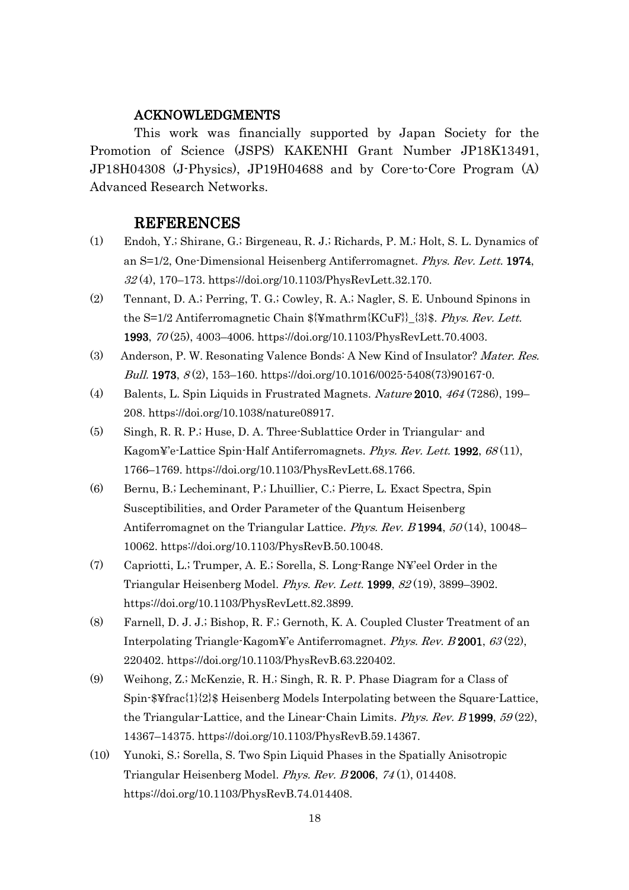## ACKNOWLEDGMENTS

This work was financially supported by Japan Society for the Promotion of Science (JSPS) KAKENHI Grant Number JP18K13491, JP18H04308 (J-Physics), JP19H04688 and by Core-to-Core Program (A) Advanced Research Networks.

## REFERENCES

(1) Endoh, Y.; Shirane, G.; Birgeneau, R. J.; Richards, P. M.; Holt, S. L. Dynamics of an S=1/2, One-Dimensional Heisenberg Antiferromagnet. *Phys. Rev. Lett.* **1974**, *32* (4), 170–173. https://doi.org/10.1103/PhysRevLett.32.170.

(2) Tennant, D. A.; Perring, T. G.; Cowley, R. A.; Nagler, S. E. Unbound Spinons in the S=1/2 Antiferromagnetic Chain ${¥mathrm{KCuF}}_{3}$. *Phys. Rev. Lett.* **1993**, *70* (25), 4003–4006. https://doi.org/10.1103/PhysRevLett.70.4003.

(3) Anderson, P. W. Resonating Valence Bonds: A New Kind of Insulator? *Mater. Res. Bull.* **1973**, *8* (2), 153–160. https://doi.org/10.1016/0025-5408(73)90167-0.

(4) Balents, L. Spin Liquids in Frustrated Magnets. *Nature* **2010**, *464* (7286), 199–208. https://doi.org/10.1038/nature08917.

(5) Singh, R. R. P.; Huse, D. A. Three-Sublattice Order in Triangular- and Kagom¥'e-Lattice Spin-Half Antiferromagnets. *Phys. Rev. Lett.* **1992**, *68* (11), 1766–1769. https://doi.org/10.1103/PhysRevLett.68.1766.

(6) Bernu, B.; Lecheminant, P.; Lhuillier, C.; Pierre, L. Exact Spectra, Spin Susceptibilities, and Order Parameter of the Quantum Heisenberg Antiferromagnet on the Triangular Lattice. *Phys. Rev. B* **1994**, *50* (14), 10048–10062. https://doi.org/10.1103/PhysRevB.50.10048.

(7) Capriotti, L.; Trumper, A. E.; Sorella, S. Long-Range N¥'eel Order in the Triangular Heisenberg Model. *Phys. Rev. Lett.* **1999**, *82* (19), 3899–3902. https://doi.org/10.1103/PhysRevLett.82.3899.

(8) Farnell, D. J. J.; Bishop, R. F.; Gernoth, K. A. Coupled Cluster Treatment of an Interpolating Triangle-Kagom¥'e Antiferromagnet. *Phys. Rev. B* **2001**, *63* (22), 220402. https://doi.org/10.1103/PhysRevB.63.220402.

(9) Weihong, Z.; McKenzie, R. H.; Singh, R. R. P. Phase Diagram for a Class of Spin-$¥frac{1}{2}$ Heisenberg Models Interpolating between the Square-Lattice, the Triangular-Lattice, and the Linear-Chain Limits. *Phys. Rev. B* **1999**, *59* (22), 14367–14375. https://doi.org/10.1103/PhysRevB.59.14367.

(10) Yunoki, S.; Sorella, S. Two Spin Liquid Phases in the Spatially Anisotropic Triangular Heisenberg Model. *Phys. Rev. B* **2006**, *74* (1), 014408. https://doi.org/10.1103/PhysRevB.74.014408.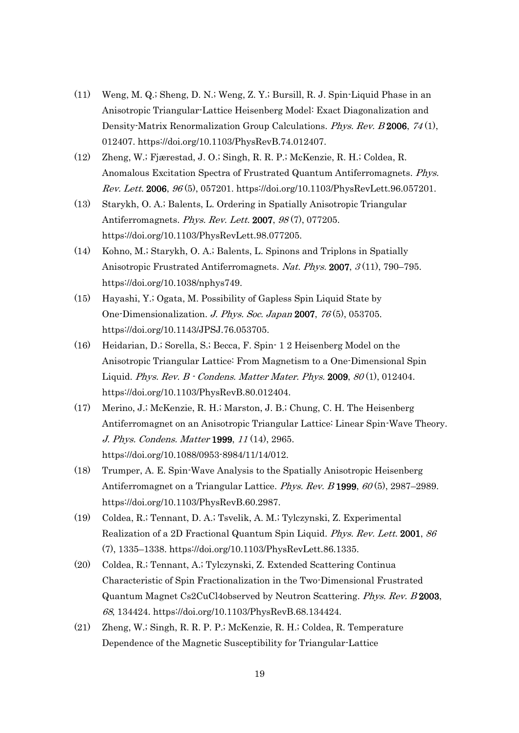(11) Weng, M. Q.; Sheng, D. N.; Weng, Z. Y.; Bursill, R. J. Spin-Liquid Phase in an Anisotropic Triangular-Lattice Heisenberg Model: Exact Diagonalization and Density-Matrix Renormalization Group Calculations. *Phys. Rev. B* **2006**, *74* (1), 012407. https://doi.org/10.1103/PhysRevB.74.012407.

(12) Zheng, W.; Fjærestad, J. O.; Singh, R. R. P.; McKenzie, R. H.; Coldea, R. Anomalous Excitation Spectra of Frustrated Quantum Antiferromagnets. *Phys. Rev. Lett.* **2006**, *96* (5), 057201. https://doi.org/10.1103/PhysRevLett.96.057201.

(13) Starykh, O. A.; Balents, L. Ordering in Spatially Anisotropic Triangular Antiferromagnets. *Phys. Rev. Lett.* **2007**, *98* (7), 077205. https://doi.org/10.1103/PhysRevLett.98.077205.

(14) Kohno, M.; Starykh, O. A.; Balents, L. Spinons and Triplons in Spatially Anisotropic Frustrated Antiferromagnets. *Nat. Phys.* **2007**, *3* (11), 790–795. https://doi.org/10.1038/nphys749.

(15) Hayashi, Y.; Ogata, M. Possibility of Gapless Spin Liquid State by One-Dimensionalization. *J. Phys. Soc. Japan* **2007**, *76* (5), 053705. https://doi.org/10.1143/JPSJ.76.053705.

(16) Heidarian, D.; Sorella, S.; Becca, F. Spin- 1 2 Heisenberg Model on the Anisotropic Triangular Lattice: From Magnetism to a One-Dimensional Spin Liquid. *Phys. Rev. B - Condens. Matter Mater. Phys.* **2009**, *80* (1), 012404. https://doi.org/10.1103/PhysRevB.80.012404.

(17) Merino, J.; McKenzie, R. H.; Marston, J. B.; Chung, C. H. The Heisenberg Antiferromagnet on an Anisotropic Triangular Lattice: Linear Spin-Wave Theory. *J. Phys. Condens. Matter* **1999**, *11* (14), 2965. https://doi.org/10.1088/0953-8984/11/14/012.

(18) Trumper, A. E. Spin-Wave Analysis to the Spatially Anisotropic Heisenberg Antiferromagnet on a Triangular Lattice. *Phys. Rev. B* **1999**, *60* (5), 2987–2989. https://doi.org/10.1103/PhysRevB.60.2987.

(19) Coldea, R.; Tennant, D. A.; Tsvelik, A. M.; Tylczynski, Z. Experimental Realization of a 2D Fractional Quantum Spin Liquid. *Phys. Rev. Lett.* **2001**, *86* (7), 1335–1338. https://doi.org/10.1103/PhysRevLett.86.1335.

(20) Coldea, R.; Tennant, A.; Tylczynski, Z. Extended Scattering Continua Characteristic of Spin Fractionalization in the Two-Dimensional Frustrated Quantum Magnet Cs2CuCl4observed by Neutron Scattering. *Phys. Rev. B* **2003**, *68*, 134424. https://doi.org/10.1103/PhysRevB.68.134424.

(21) Zheng, W.; Singh, R. R. P.; McKenzie, R. H.; Coldea, R. Temperature Dependence of the Magnetic Susceptibility for Triangular-Lattice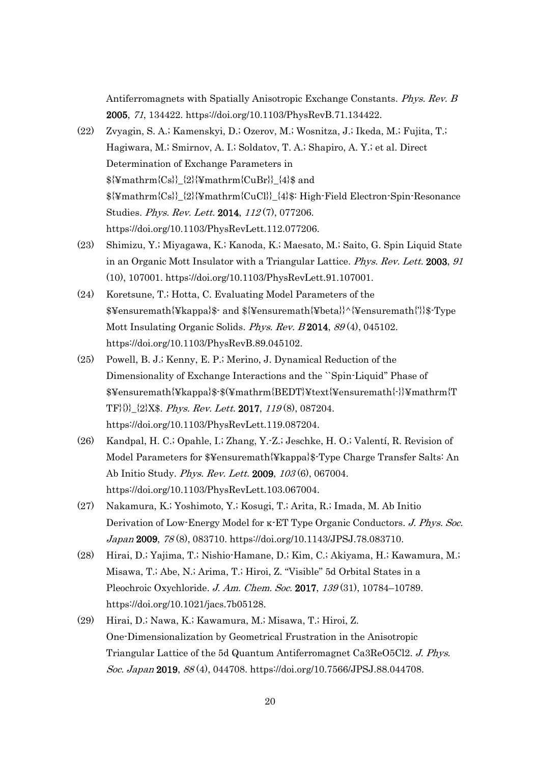Antiferromagnets with Spatially Anisotropic Exchange Constants. *Phys. Rev. B* **2005**, *71*, 134422. https://doi.org/10.1103/PhysRevB.71.134422.

(22) Zvyagin, S. A.; Kamenskyi, D.; Ozerov, M.; Wosnitza, J.; Ikeda, M.; Fujita, T.; Hagiwara, M.; Smirnov, A. I.; Soldatov, T. A.; Shapiro, A. Y.; et al. Direct Determination of Exchange Parameters in ${¥mathrm{Cs}}_{2}{¥mathrm{CuBr}}_{4}$ and ${¥mathrm{Cs}}_{2}{¥mathrm{CuCl}}_{4}$: High-Field Electron-Spin-Resonance Studies. *Phys. Rev. Lett.* **2014**, *112* (7), 077206. https://doi.org/10.1103/PhysRevLett.112.077206.

(23) Shimizu, Y.; Miyagawa, K.; Kanoda, K.; Maesato, M.; Saito, G. Spin Liquid State in an Organic Mott Insulator with a Triangular Lattice. *Phys. Rev. Lett.* **2003**, *91* (10), 107001. https://doi.org/10.1103/PhysRevLett.91.107001.

(24) Koretsune, T.; Hotta, C. Evaluating Model Parameters of the $¥ensuremath{¥kappa}$- and ${¥ensuremath{¥beta}}^{¥ensuremath{'}}$-Type Mott Insulating Organic Solids. *Phys. Rev. B* **2014**, *89* (4), 045102. https://doi.org/10.1103/PhysRevB.89.045102.

(25) Powell, B. J.; Kenny, E. P.; Merino, J. Dynamical Reduction of the Dimensionality of Exchange Interactions and the ``Spin-Liquid'' Phase of $¥ensuremath{¥kappa}$-$(¥mathrm{BEDT}¥text{¥ensuremath{-}}¥mathrm{TTF}{)}_{2}X$. *Phys. Rev. Lett.* **2017**, *119* (8), 087204. https://doi.org/10.1103/PhysRevLett.119.087204.

(26) Kandpal, H. C.; Opahle, I.; Zhang, Y.-Z.; Jeschke, H. O.; Valentí, R. Revision of Model Parameters for $¥ensuremath{¥kappa}$-Type Charge Transfer Salts: An Ab Initio Study. *Phys. Rev. Lett.* **2009**, *103* (6), 067004. https://doi.org/10.1103/PhysRevLett.103.067004.

(27) Nakamura, K.; Yoshimoto, Y.; Kosugi, T.; Arita, R.; Imada, M. Ab Initio Derivation of Low-Energy Model for κ-ET Type Organic Conductors. *J. Phys. Soc. Japan* **2009**, *78* (8), 083710. https://doi.org/10.1143/JPSJ.78.083710.

(28) Hirai, D.; Yajima, T.; Nishio-Hamane, D.; Kim, C.; Akiyama, H.; Kawamura, M.; Misawa, T.; Abe, N.; Arima, T.; Hiroi, Z. "Visible" 5d Orbital States in a Pleochroic Oxychloride. *J. Am. Chem. Soc.* **2017**, *139* (31), 10784–10789. https://doi.org/10.1021/jacs.7b05128.

(29) Hirai, D.; Nawa, K.; Kawamura, M.; Misawa, T.; Hiroi, Z. One-Dimensionalization by Geometrical Frustration in the Anisotropic Triangular Lattice of the 5d Quantum Antiferromagnet Ca3ReO5Cl2. *J. Phys. Soc. Japan* **2019**, *88* (4), 044708. https://doi.org/10.7566/JPSJ.88.044708.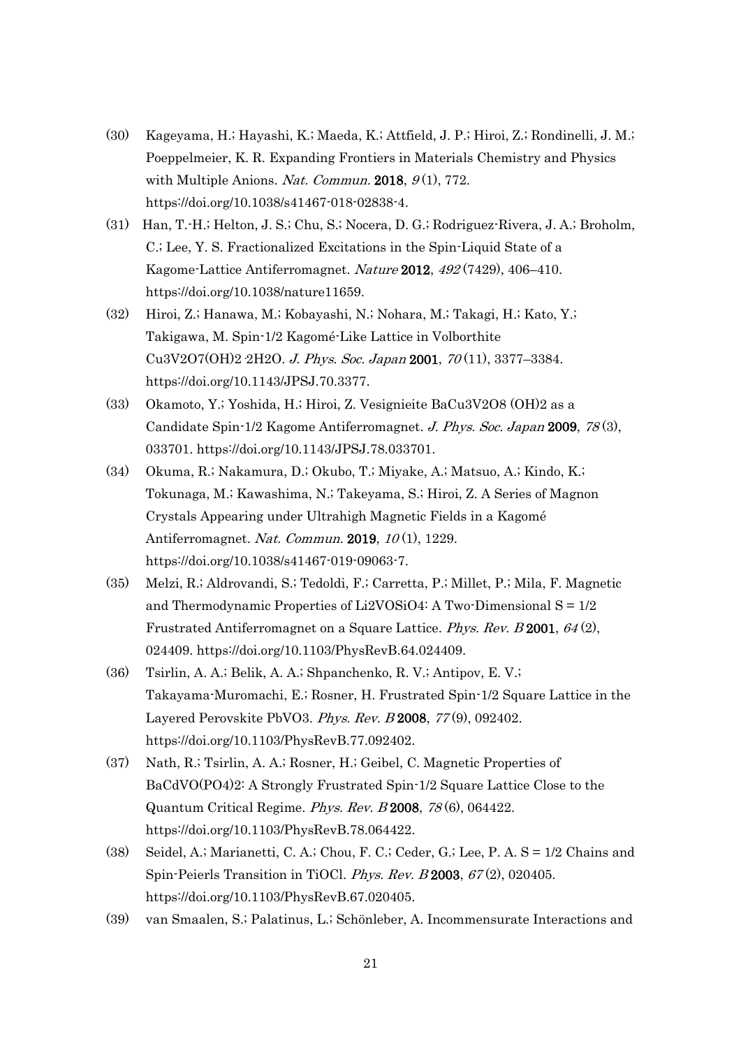(30) Kageyama, H.; Hayashi, K.; Maeda, K.; Attfield, J. P.; Hiroi, Z.; Rondinelli, J. M.; Poeppelmeier, K. R. Expanding Frontiers in Materials Chemistry and Physics with Multiple Anions. *Nat. Commun.* **2018**, *9* (1), 772. https://doi.org/10.1038/s41467-018-02838-4.

(31) Han, T.-H.; Helton, J. S.; Chu, S.; Nocera, D. G.; Rodriguez-Rivera, J. A.; Broholm, C.; Lee, Y. S. Fractionalized Excitations in the Spin-Liquid State of a Kagome-Lattice Antiferromagnet. *Nature* **2012**, *492* (7429), 406–410. https://doi.org/10.1038/nature11659.

(32) Hiroi, Z.; Hanawa, M.; Kobayashi, N.; Nohara, M.; Takagi, H.; Kato, Y.; Takigawa, M. Spin-1/2 Kagomé-Like Lattice in Volborthite $Cu_3V_2O_7(OH)_2 \cdot 2H_2O$. *J. Phys. Soc. Japan* **2001**, *70* (11), 3377–3384. https://doi.org/10.1143/JPSJ.70.3377.

(33) Okamoto, Y.; Yoshida, H.; Hiroi, Z. Vesignieite $BaCu_3V_2O_8(OH)_2$ as a Candidate Spin-1/2 Kagome Antiferromagnet. *J. Phys. Soc. Japan* **2009**, *78* (3), 033701. https://doi.org/10.1143/JPSJ.78.033701.

(34) Okuma, R.; Nakamura, D.; Okubo, T.; Miyake, A.; Matsuo, A.; Kindo, K.; Tokunaga, M.; Kawashima, N.; Takeyama, S.; Hiroi, Z. A Series of Magnon Crystals Appearing under Ultrahigh Magnetic Fields in a Kagomé Antiferromagnet. *Nat. Commun.* **2019**, *10* (1), 1229. https://doi.org/10.1038/s41467-019-09063-7.

(35) Melzi, R.; Aldrovandi, S.; Tedoldi, F.; Carretta, P.; Millet, P.; Mila, F. Magnetic and Thermodynamic Properties of $Li_2VOSiO_4$: A Two-Dimensional $S = 1/2$ Frustrated Antiferromagnet on a Square Lattice. *Phys. Rev. B* **2001**, *64* (2), 024409. https://doi.org/10.1103/PhysRevB.64.024409.

(36) Tsirlin, A. A.; Belik, A. A.; Shpanchenko, R. V.; Antipov, E. V.; Takayama-Muromachi, E.; Rosner, H. Frustrated Spin-1/2 Square Lattice in the Layered Perovskite $PbVO_3$. *Phys. Rev. B* **2008**, *77* (9), 092402. https://doi.org/10.1103/PhysRevB.77.092402.

(37) Nath, R.; Tsirlin, A. A.; Rosner, H.; Geibel, C. Magnetic Properties of $BaCdVO(PO_4)_2$: A Strongly Frustrated Spin-1/2 Square Lattice Close to the Quantum Critical Regime. *Phys. Rev. B* **2008**, *78* (6), 064422. https://doi.org/10.1103/PhysRevB.78.064422.

(38) Seidel, A.; Marianetti, C. A.; Chou, F. C.; Ceder, G.; Lee, P. A. $S = 1/2$ Chains and Spin-Peierls Transition in TiOCl. *Phys. Rev. B* **2003**, *67* (2), 020405. https://doi.org/10.1103/PhysRevB.67.020405.

(39) van Smaalen, S.; Palatinus, L.; Schönleber, A. Incommensurate Interactions and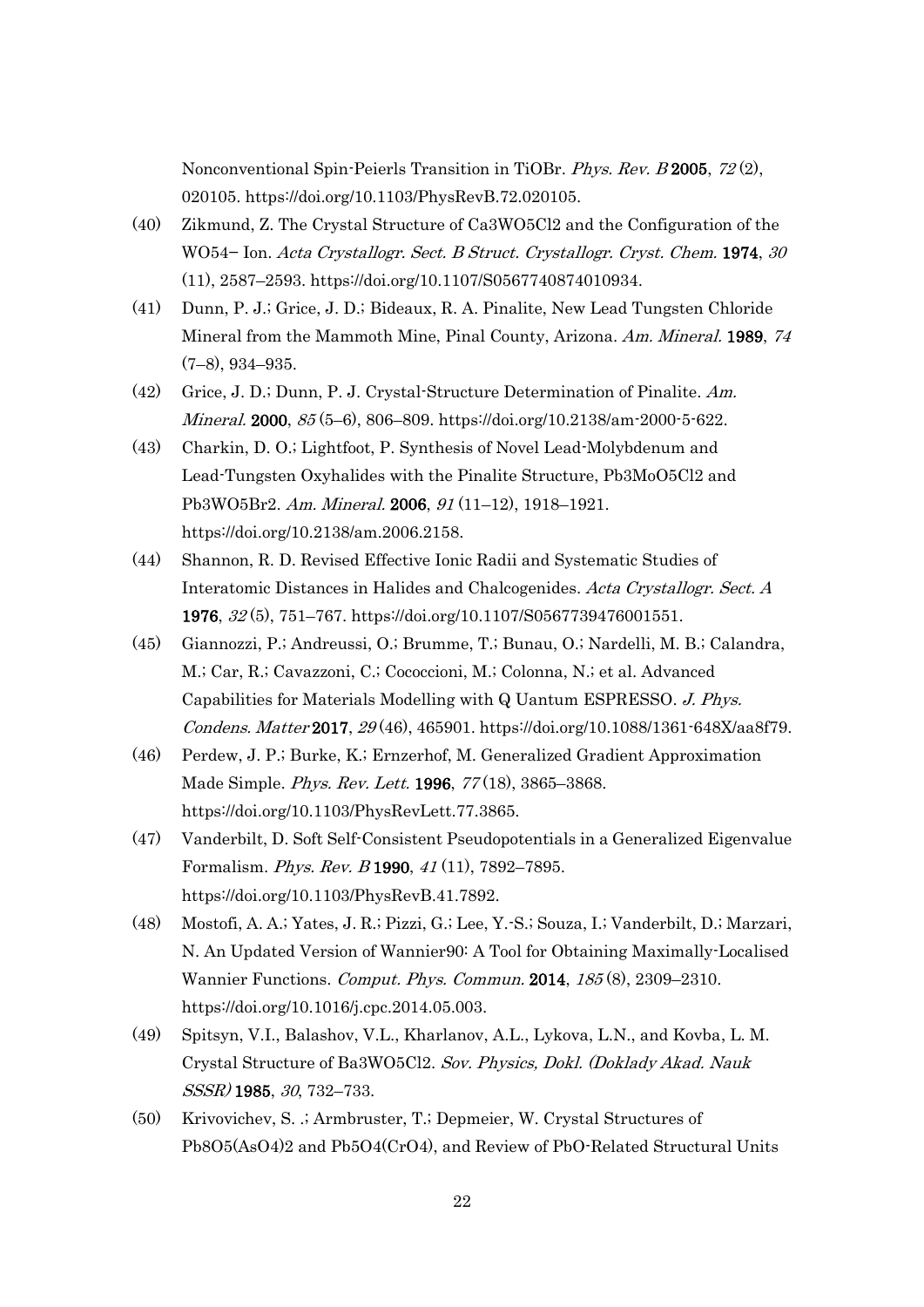Nonconventional Spin-Peierls Transition in TiOBr. *Phys. Rev. B* **2005**, *72* (2), 020105. https://doi.org/10.1103/PhysRevB.72.020105.

(40) Zikmund, Z. The Crystal Structure of $Ca_3WO_5Cl_2$ and the Configuration of the $WO_5^{4-}$ Ion. *Acta Crystallogr. Sect. B Struct. Crystallogr. Cryst. Chem.* **1974**, *30* (11), 2587–2593. https://doi.org/10.1107/S0567740874010934.

(41) Dunn, P. J.; Grice, J. D.; Bideaux, R. A. Pinalite, New Lead Tungsten Chloride Mineral from the Mammoth Mine, Pinal County, Arizona. *Am. Mineral.* **1989**, *74* (7–8), 934–935.

(42) Grice, J. D.; Dunn, P. J. Crystal-Structure Determination of Pinalite. *Am. Mineral.* **2000**, *85* (5–6), 806–809. https://doi.org/10.2138/am-2000-5-622.

(43) Charkin, D. O.; Lightfoot, P. Synthesis of Novel Lead-Molybdenum and Lead-Tungsten Oxyhalides with the Pinalite Structure, $Pb_3MoO_5Cl_2$ and $Pb_3WO_5Br_2$. *Am. Mineral.* **2006**, *91* (11–12), 1918–1921. https://doi.org/10.2138/am.2006.2158.

(44) Shannon, R. D. Revised Effective Ionic Radii and Systematic Studies of Interatomic Distances in Halides and Chalcogenides. *Acta Crystallogr. Sect. A* **1976**, *32* (5), 751–767. https://doi.org/10.1107/S0567739476001551.

(45) Giannozzi, P.; Andreussi, O.; Brumme, T.; Bunau, O.; Nardelli, M. B.; Calandra, M.; Car, R.; Cavazzoni, C.; Cococcioni, M.; Colonna, N.; et al. Advanced Capabilities for Materials Modelling with Q Uantum ESPRESSO. *J. Phys. Condens. Matter* **2017**, *29* (46), 465901. https://doi.org/10.1088/1361-648X/aa8f79.

(46) Perdew, J. P.; Burke, K.; Ernzerhof, M. Generalized Gradient Approximation Made Simple. *Phys. Rev. Lett.* **1996**, *77* (18), 3865–3868. https://doi.org/10.1103/PhysRevLett.77.3865.

(47) Vanderbilt, D. Soft Self-Consistent Pseudopotentials in a Generalized Eigenvalue Formalism. *Phys. Rev. B* **1990**, *41* (11), 7892–7895. https://doi.org/10.1103/PhysRevB.41.7892.

(48) Mostofi, A. A.; Yates, J. R.; Pizzi, G.; Lee, Y.-S.; Souza, I.; Vanderbilt, D.; Marzari, N. An Updated Version of Wannier90: A Tool for Obtaining Maximally-Localised Wannier Functions. *Comput. Phys. Commun.* **2014**, *185* (8), 2309–2310. https://doi.org/10.1016/j.cpc.2014.05.003.

(49) Spitsyn, V.I., Balashov, V.L., Kharlanov, A.L., Lykova, L.N., and Kovba, L. M. Crystal Structure of $Ba_3WO_5Cl_2$. *Sov. Physics, Dokl. (Doklady Akad. Nauk SSSR)* **1985**, *30*, 732–733.

(50) Krivovichev, S. .; Armbruster, T.; Depmeier, W. Crystal Structures of $Pb_8O_5(AsO_4)_2$ and $Pb_5O_4(CrO_4)$, and Review of PbO-Related Structural Units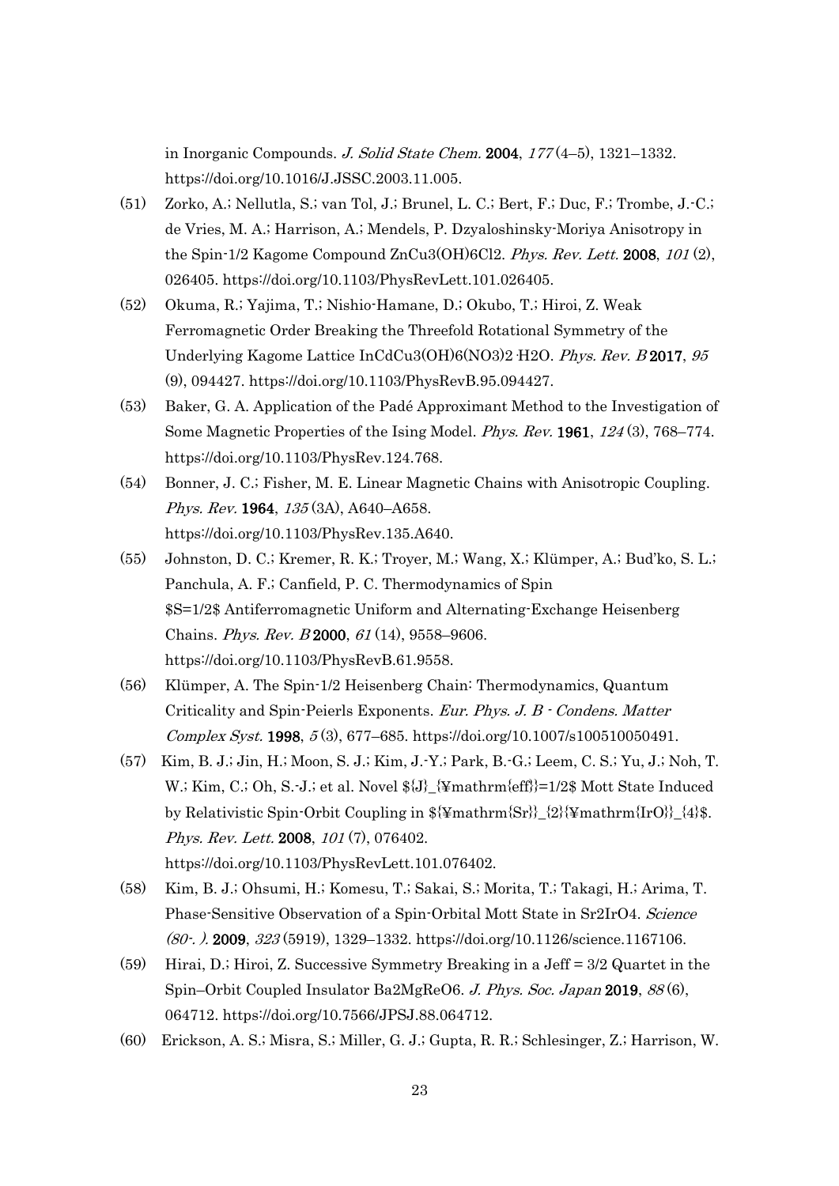in Inorganic Compounds. *J. Solid State Chem.* **2004**, *177* (4–5), 1321–1332. https://doi.org/10.1016/J.JSSC.2003.11.005.

(51) Zorko, A.; Nellutla, S.; van Tol, J.; Brunel, L. C.; Bert, F.; Duc, F.; Trombe, J.-C.; de Vries, M. A.; Harrison, A.; Mendels, P. Dzyaloshinsky-Moriya Anisotropy in the Spin-1/2 Kagome Compound ZnCu3(OH)6Cl2. *Phys. Rev. Lett.* **2008**, *101* (2), 026405. https://doi.org/10.1103/PhysRevLett.101.026405.

(52) Okuma, R.; Yajima, T.; Nishio-Hamane, D.; Okubo, T.; Hiroi, Z. Weak Ferromagnetic Order Breaking the Threefold Rotational Symmetry of the Underlying Kagome Lattice InCdCu3(OH)6(NO3)2·H2O. *Phys. Rev. B* **2017**, *95* (9), 094427. https://doi.org/10.1103/PhysRevB.95.094427.

(53) Baker, G. A. Application of the Padé Approximant Method to the Investigation of Some Magnetic Properties of the Ising Model. *Phys. Rev.* **1961**, *124* (3), 768–774. https://doi.org/10.1103/PhysRev.124.768.

(54) Bonner, J. C.; Fisher, M. E. Linear Magnetic Chains with Anisotropic Coupling. *Phys. Rev.* **1964**, *135* (3A), A640–A658. https://doi.org/10.1103/PhysRev.135.A640.

(55) Johnston, D. C.; Kremer, R. K.; Troyer, M.; Wang, X.; Klümper, A.; Bud'ko, S. L.; Panchula, A. F.; Canfield, P. C. Thermodynamics of Spin $S=1/2$ Antiferromagnetic Uniform and Alternating-Exchange Heisenberg Chains. *Phys. Rev. B* **2000**, *61* (14), 9558–9606. https://doi.org/10.1103/PhysRevB.61.9558.

(56) Klümper, A. The Spin-1/2 Heisenberg Chain: Thermodynamics, Quantum Criticality and Spin-Peierls Exponents. *Eur. Phys. J. B - Condens. Matter Complex Syst.* **1998**, *5* (3), 677–685. https://doi.org/10.1007/s100510050491.

(57) Kim, B. J.; Jin, H.; Moon, S. J.; Kim, J.-Y.; Park, B.-G.; Leem, C. S.; Yu, J.; Noh, T. W.; Kim, C.; Oh, S.-J.; et al. Novel ${J}_{¥mathrm{eff}}=1/2$ Mott State Induced by Relativistic Spin-Orbit Coupling in ${¥mathrm{Sr}}_{2}{¥mathrm{IrO}}_{4}$. *Phys. Rev. Lett.* **2008**, *101* (7), 076402. https://doi.org/10.1103/PhysRevLett.101.076402.

(58) Kim, B. J.; Ohsumi, H.; Komesu, T.; Sakai, S.; Morita, T.; Takagi, H.; Arima, T. Phase-Sensitive Observation of a Spin-Orbital Mott State in Sr2IrO4. *Science (80-. ).* **2009**, *323* (5919), 1329–1332. https://doi.org/10.1126/science.1167106.

(59) Hirai, D.; Hiroi, Z. Successive Symmetry Breaking in a Jeff = 3/2 Quartet in the Spin–Orbit Coupled Insulator Ba2MgReO6. *J. Phys. Soc. Japan* **2019**, *88* (6), 064712. https://doi.org/10.7566/JPSJ.88.064712.

(60) Erickson, A. S.; Misra, S.; Miller, G. J.; Gupta, R. R.; Schlesinger, Z.; Harrison, W.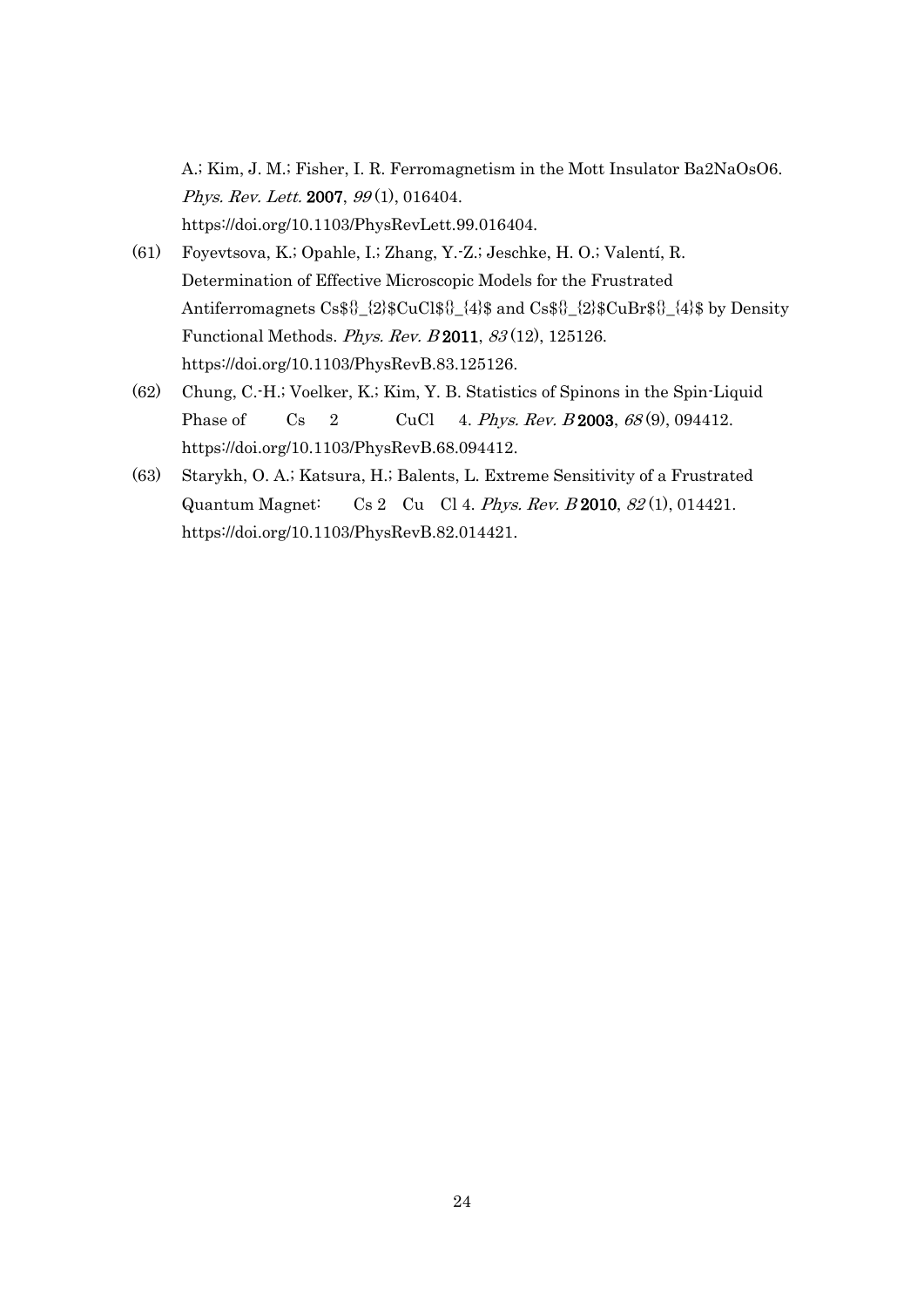A.; Kim, J. M.; Fisher, I. R. Ferromagnetism in the Mott Insulator Ba2NaOsO6. *Phys. Rev. Lett.* **2007**, *99* (1), 016404. https://doi.org/10.1103/PhysRevLett.99.016404.

(61) Foyevtsova, K.; Opahle, I.; Zhang, Y.-Z.; Jeschke, H. O.; Valentí, R. Determination of Effective Microscopic Models for the Frustrated Antiferromagnets Cs${}_{2}$CuCl${}_{4}$ and Cs${}_{2}$CuBr${}_{4}$ by Density Functional Methods. *Phys. Rev. B* **2011**, *83* (12), 125126. https://doi.org/10.1103/PhysRevB.83.125126.

(62) Chung, C.-H.; Voelker, K.; Kim, Y. B. Statistics of Spinons in the Spin-Liquid Phase of Cs 2 CuCl 4. *Phys. Rev. B* **2003**, *68* (9), 094412. https://doi.org/10.1103/PhysRevB.68.094412.

(63) Starykh, O. A.; Katsura, H.; Balents, L. Extreme Sensitivity of a Frustrated Quantum Magnet: Cs 2 Cu Cl 4. *Phys. Rev. B* **2010**, *82* (1), 014421. https://doi.org/10.1103/PhysRevB.82.014421.